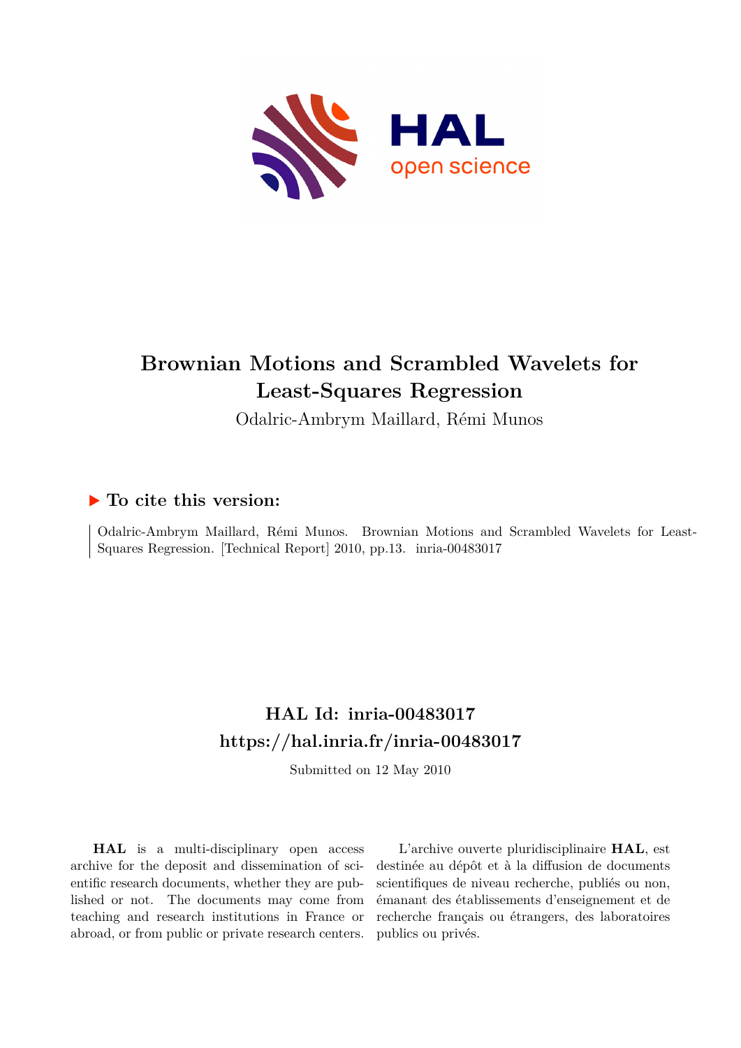# Brownian Motions and Scrambled Wavelets for Least-Squares Regression

Odalric-Ambrym Maillard, Rémi Munos

## ▶ To cite this version:

Odalric-Ambrym Maillard, Rémi Munos. Brownian Motions and Scrambled Wavelets for Least-Squares Regression. [Technical Report] 2010, pp.13. inria-00483017

## HAL Id: inria-00483017

## https://hal.inria.fr/inria-00483017

Submitted on 12 May 2010

**HAL** is a multi-disciplinary open access archive for the deposit and dissemination of scientific research documents, whether they are published or not. The documents may come from teaching and research institutions in France or abroad, or from public or private research centers.

L'archive ouverte pluridisciplinaire **HAL**, est destinée au dépôt et à la diffusion de documents scientifiques de niveau recherche, publiés ou non, émanant des établissements d'enseignement et de recherche français ou étrangers, des laboratoires publics ou privés.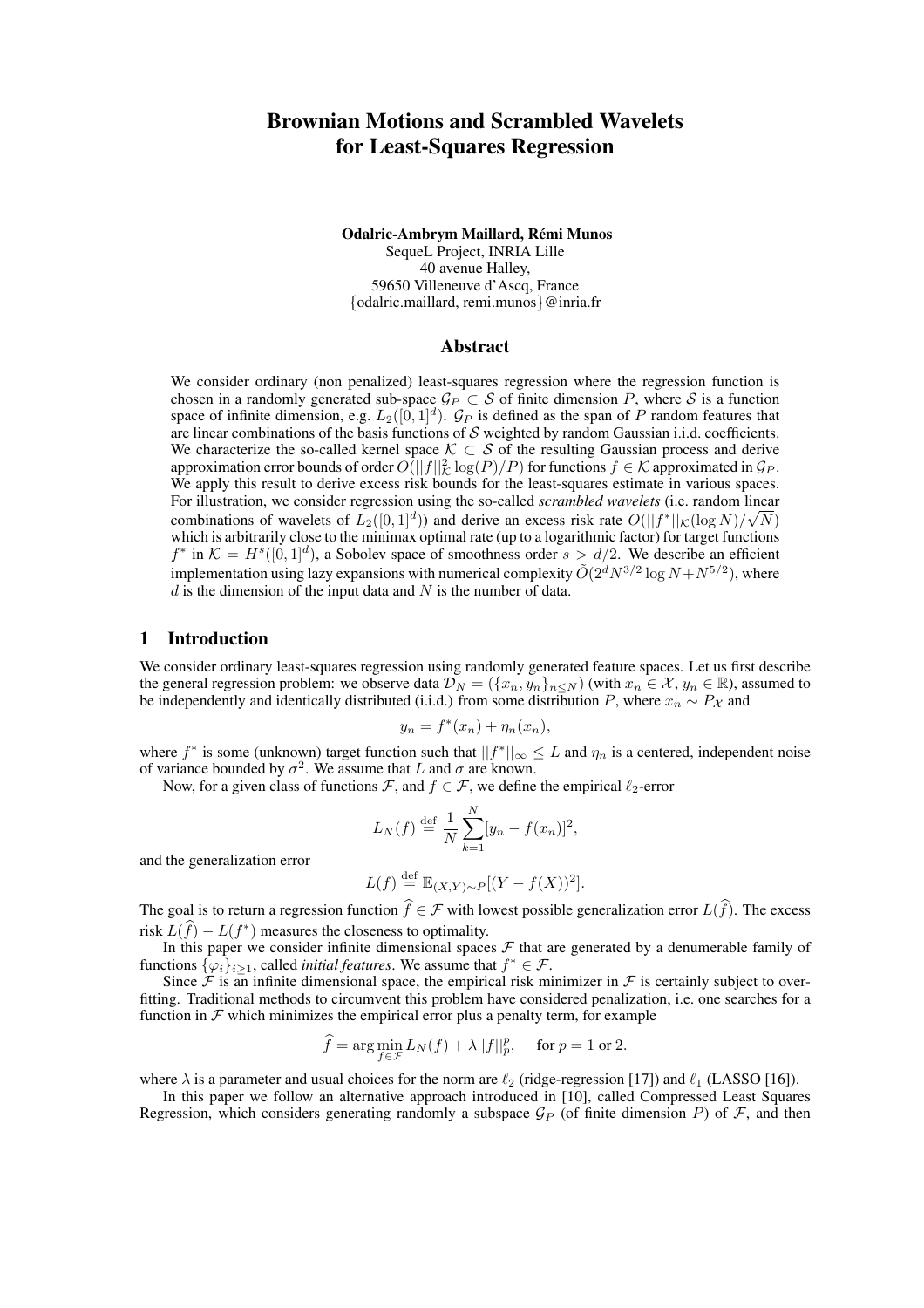# Brownian Motions and Scrambled Wavelets for Least-Squares Regression

**Odalric-Ambrym Maillard, Rémi Munos**
SequeL Project, INRIA Lille
40 avenue Halley,
59650 Villeneuve d'Ascq, France
{odalric.maillard, remi.munos}@inria.fr

## Abstract

We consider ordinary (non penalized) least-squares regression where the regression function is chosen in a randomly generated sub-space $\mathcal{G}_P \subset \mathcal{S}$ of finite dimension $P$, where $\mathcal{S}$ is a function space of infinite dimension, e.g. $L_2([0,1]^d)$. $\mathcal{G}_P$ is defined as the span of $P$ random features that are linear combinations of the basis functions of $\mathcal{S}$ weighted by random Gaussian i.i.d. coefficients. We characterize the so-called kernel space $\mathcal{K} \subset \mathcal{S}$ of the resulting Gaussian process and derive approximation error bounds of order $O(||f||^2_{\mathcal{K}} \log(P)/P)$ for functions $f \in \mathcal{K}$ approximated in $\mathcal{G}_P$. We apply this result to derive excess risk bounds for the least-squares estimate in various spaces. For illustration, we consider regression using the so-called *scrambled wavelets* (i.e. random linear combinations of wavelets of $L_2([0,1]^d)$) and derive an excess risk rate $O(||f^*||_{\mathcal{K}}(\log N)/\sqrt{N})$ which is arbitrarily close to the minimax optimal rate (up to a logarithmic factor) for target functions $f^*$ in $\mathcal{K} = H^s([0,1]^d)$, a Sobolev space of smoothness order $s > d/2$. We describe an efficient implementation using lazy expansions with numerical complexity $\tilde{O}(2^d N^{3/2} \log N + N^{5/2})$, where $d$ is the dimension of the input data and $N$ is the number of data.

## 1 Introduction

We consider ordinary least-squares regression using randomly generated feature spaces. Let us first describe the general regression problem: we observe data $\mathcal{D}_N = (\{x_n, y_n\}_{n \leq N})$ (with $x_n \in \mathcal{X}$, $y_n \in \mathbb{R}$), assumed to be independently and identically distributed (i.i.d.) from some distribution $P$, where $x_n \sim P_{\mathcal{X}}$ and

$$y_n = f^*(x_n) + \eta_n(x_n),$$

where $f^*$ is some (unknown) target function such that $||f^*||_\infty \leq L$ and $\eta_n$ is a centered, independent noise of variance bounded by $\sigma^2$. We assume that $L$ and $\sigma$ are known.

Now, for a given class of functions $\mathcal{F}$, and $f \in \mathcal{F}$, we define the empirical $\ell_2$-error

$$L_N(f) \stackrel{\text{def}}{=} \frac{1}{N} \sum_{k=1}^{N} [y_n - f(x_n)]^2,$$

and the generalization error

$$L(f) \stackrel{\text{def}}{=} \mathbb{E}_{(X,Y)\sim P}[(Y - f(X))^2].$$

The goal is to return a regression function $\widehat{f} \in \mathcal{F}$ with lowest possible generalization error $L(\widehat{f})$. The excess risk $L(\widehat{f}) - L(f^*)$ measures the closeness to optimality.

In this paper we consider infinite dimensional spaces $\mathcal{F}$ that are generated by a denumerable family of functions $\{\varphi_i\}_{i \geq 1}$, called *initial features*. We assume that $f^* \in \mathcal{F}$.

Since $\mathcal{F}$ is an infinite dimensional space, the empirical risk minimizer in $\mathcal{F}$ is certainly subject to overfitting. Traditional methods to circumvent this problem have considered penalization, i.e. one searches for a function in $\mathcal{F}$ which minimizes the empirical error plus a penalty term, for example

$$\widehat{f} = \arg\min_{f \in \mathcal{F}} L_N(f) + \lambda ||f||_p^p, \quad \text{for } p = 1 \text{ or } 2.$$

where $\lambda$ is a parameter and usual choices for the norm are $\ell_2$ (ridge-regression [17]) and $\ell_1$ (LASSO [16]).

In this paper we follow an alternative approach introduced in [10], called Compressed Least Squares Regression, which considers generating randomly a subspace $\mathcal{G}_P$ (of finite dimension $P$) of $\mathcal{F}$, and then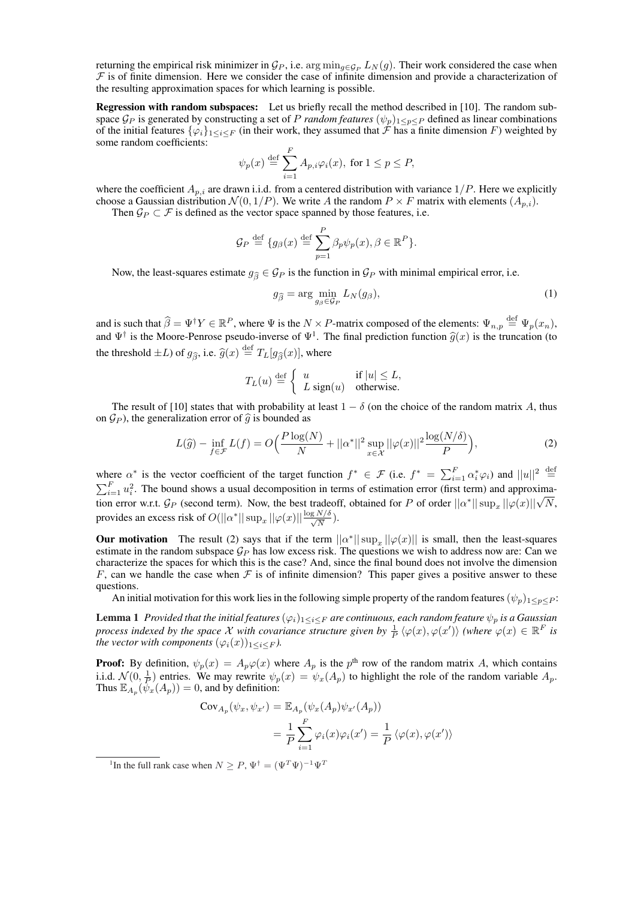returning the empirical risk minimizer in $\mathcal{G}_P$, i.e. $\arg\min_{g\in\mathcal{G}_P} L_N(g)$. Their work considered the case when $\mathcal{F}$ is of finite dimension. Here we consider the case of infinite dimension and provide a characterization of the resulting approximation spaces for which learning is possible.

**Regression with random subspaces:** Let us briefly recall the method described in [10]. The random subspace $\mathcal{G}_P$ is generated by constructing a set of $P$ *random features* $(\psi_p)_{1\leq p\leq P}$ defined as linear combinations of the initial features $\{\varphi_i\}_{1\leq i\leq F}$ (in their work, they assumed that $\mathcal{F}$ has a finite dimension $F$) weighted by some random coefficients:

$$\psi_p(x) \stackrel{\text{def}}{=} \sum_{i=1}^{F} A_{p,i}\varphi_i(x), \text{ for } 1 \leq p \leq P,$$

where the coefficient $A_{p,i}$ are drawn i.i.d. from a centered distribution with variance $1/P$. Here we explicitly choose a Gaussian distribution $\mathcal{N}(0, 1/P)$. We write $A$ the random $P \times F$ matrix with elements $(A_{p,i})$.

Then $\mathcal{G}_P \subset \mathcal{F}$ is defined as the vector space spanned by those features, i.e.

$$\mathcal{G}_P \stackrel{\text{def}}{=} \{g_\beta(x) \stackrel{\text{def}}{=} \sum_{p=1}^{P} \beta_p\psi_p(x), \beta \in \mathbb{R}^P\}.$$

Now, the least-squares estimate $g_{\widehat{\beta}} \in \mathcal{G}_P$ is the function in $\mathcal{G}_P$ with minimal empirical error, i.e.

$$g_{\widehat{\beta}} = \arg\min_{g_\beta\in\mathcal{G}_P} L_N(g_\beta), \tag{1}$$

and is such that $\widehat{\beta} = \Psi^\dagger Y \in \mathbb{R}^P$, where $\Psi$ is the $N \times P$-matrix composed of the elements: $\Psi_{n,p} \stackrel{\text{def}}{=} \Psi_p(x_n)$, and $\Psi^\dagger$ is the Moore-Penrose pseudo-inverse of $\Psi$[1]. The final prediction function $\widehat{g}(x)$ is the truncation (to the threshold $\pm L$) of $g_{\widehat{\beta}}$, i.e. $\widehat{g}(x) \stackrel{\text{def}}{=} T_L[g_{\widehat{\beta}}(x)]$, where

$$T_L(u) \stackrel{\text{def}}{=} \begin{cases} u & \text{if } |u| \leq L, \\ L\,\text{sign}(u) & \text{otherwise.} \end{cases}$$

The result of [10] states that with probability at least $1 - \delta$ (on the choice of the random matrix $A$, thus on $\mathcal{G}_P$), the generalization error of $\widehat{g}$ is bounded as

$$L(\widehat{g}) - \inf_{f\in\mathcal{F}} L(f) = O\Big(\frac{P\log(N)}{N} + ||\alpha^*||^2 \sup_{x\in\mathcal{X}} ||\varphi(x)||^2 \frac{\log(N/\delta)}{P}\Big), \tag{2}$$

where $\alpha^*$ is the vector coefficient of the target function $f^* \in \mathcal{F}$ (i.e. $f^* = \sum_{i=1}^{F} \alpha_i^*\varphi_i$) and $||u||^2 \stackrel{\text{def}}{=} \sum_{i=1}^{F} u_i^2$. The bound shows a usual decomposition in terms of estimation error (first term) and approximation error w.r.t. $\mathcal{G}_P$ (second term). Now, the best tradeoff, obtained for $P$ of order $||\alpha^*|| \sup_x ||\varphi(x)|| \sqrt{N}$, provides an excess risk of $O(||\alpha^*|| \sup_x ||\varphi(x)|| \frac{\log N/\delta}{\sqrt{N}})$.

**Our motivation** The result (2) says that if the term $||\alpha^*|| \sup_x ||\varphi(x)||$ is small, then the least-squares estimate in the random subspace $\mathcal{G}_P$ has low excess risk. The questions we wish to address now are: Can we characterize the spaces for which this is the case? And, since the final bound does not involve the dimension $F$, can we handle the case when $\mathcal{F}$ is of infinite dimension? This paper gives a positive answer to these questions.

An initial motivation for this work lies in the following simple property of the random features $(\psi_p)_{1\leq p\leq P}$:

**Lemma 1** *Provided that the initial features $(\varphi_i)_{1\leq i\leq F}$ are continuous, each random feature $\psi_p$ is a Gaussian process indexed by the space $\mathcal{X}$ with covariance structure given by $\frac{1}{P}\langle\varphi(x), \varphi(x')\rangle$ (where $\varphi(x) \in \mathbb{R}^F$ is the vector with components $(\varphi_i(x))_{1\leq i\leq F}$).*

**Proof:** By definition, $\psi_p(x) = A_p\varphi(x)$ where $A_p$ is the $p^{\text{th}}$ row of the random matrix $A$, which contains i.i.d. $\mathcal{N}(0, \frac{1}{P})$ entries. We may rewrite $\psi_p(x) = \psi_x(A_p)$ to highlight the role of the random variable $A_p$. Thus $\mathbb{E}_{A_p}(\psi_x(A_p)) = 0$, and by definition:

$$\begin{aligned}
\text{Cov}_{A_p}(\psi_x, \psi_{x'}) &= \mathbb{E}_{A_p}(\psi_x(A_p)\psi_{x'}(A_p)) \\
&= \frac{1}{P}\sum_{i=1}^{F} \varphi_i(x)\varphi_i(x') = \frac{1}{P}\langle\varphi(x), \varphi(x')\rangle
\end{aligned}$$

[1] In the full rank case when $N \geq P$, $\Psi^\dagger = (\Psi^T\Psi)^{-1}\Psi^T$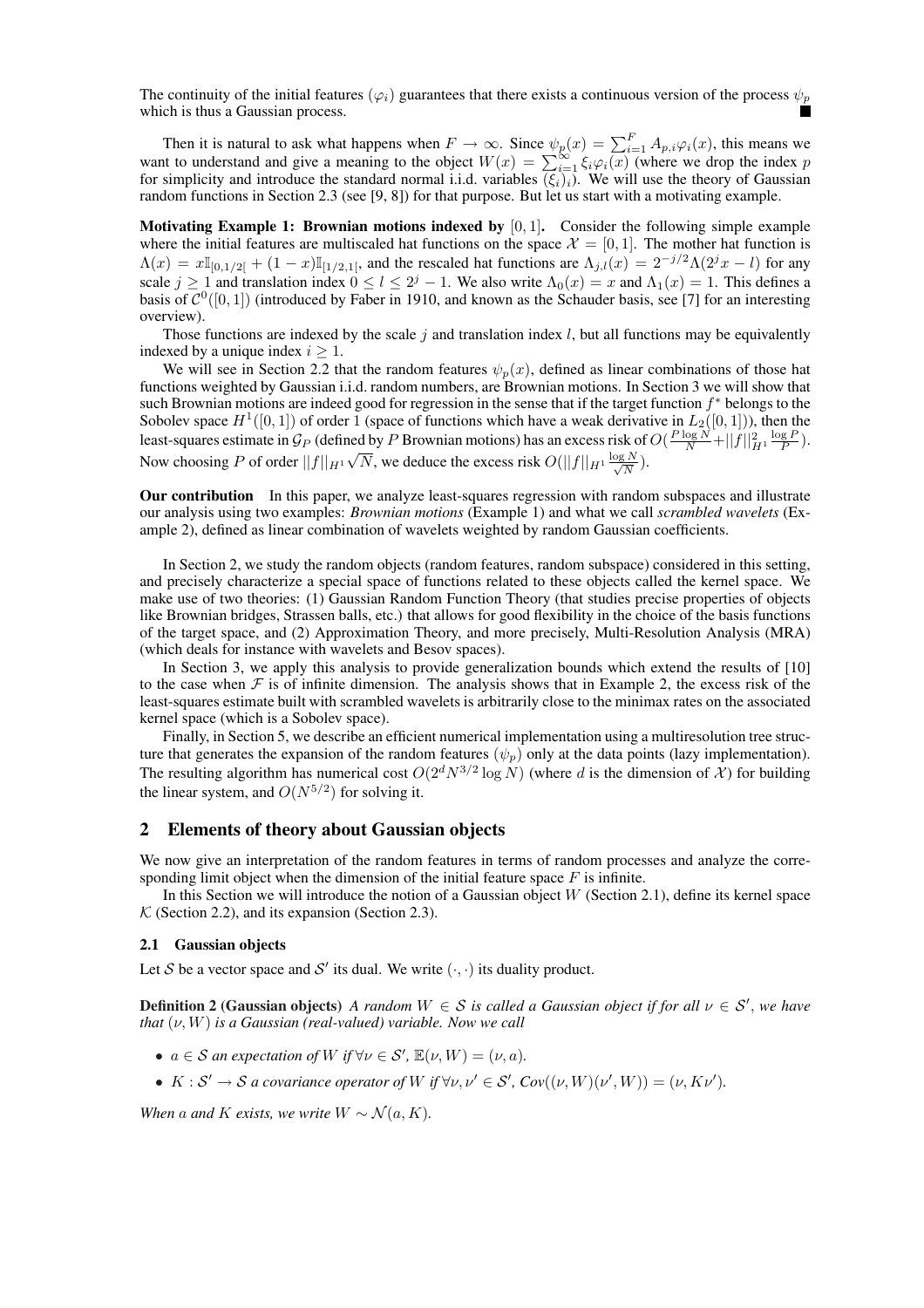The continuity of the initial features $(\varphi_i)$ guarantees that there exists a continuous version of the process $\psi_p$ which is thus a Gaussian process. ■

Then it is natural to ask what happens when $F \to \infty$. Since $\psi_p(x) = \sum_{i=1}^{F} A_{p,i}\varphi_i(x)$, this means we want to understand and give a meaning to the object $W(x) = \sum_{i=1}^{\infty} \xi_i \varphi_i(x)$ (where we drop the index $p$ for simplicity and introduce the standard normal i.i.d. variables $(\xi_i)_i$). We will use the theory of Gaussian random functions in Section 2.3 (see [9, 8]) for that purpose. But let us start with a motivating example.

**Motivating Example 1: Brownian motions indexed by** $[0, 1]$**.** Consider the following simple example where the initial features are multiscaled hat functions on the space $\mathcal{X} = [0, 1]$. The mother hat function is $\Lambda(x) = x\mathbb{I}_{[0,1/2[} + (1-x)\mathbb{I}_{[1/2,1[}$, and the rescaled hat functions are $\Lambda_{j,l}(x) = 2^{-j/2}\Lambda(2^j x - l)$ for any scale $j \geq 1$ and translation index $0 \leq l \leq 2^j - 1$. We also write $\Lambda_0(x) = x$ and $\Lambda_1(x) = 1$. This defines a basis of $\mathcal{C}^0([0, 1])$ (introduced by Faber in 1910, and known as the Schauder basis, see [7] for an interesting overview).

Those functions are indexed by the scale $j$ and translation index $l$, but all functions may be equivalently indexed by a unique index $i \geq 1$.

We will see in Section 2.2 that the random features $\psi_p(x)$, defined as linear combinations of those hat functions weighted by Gaussian i.i.d. random numbers, are Brownian motions. In Section 3 we will show that such Brownian motions are indeed good for regression in the sense that if the target function $f^*$ belongs to the Sobolev space $H^1([0, 1])$ of order 1 (space of functions which have a weak derivative in $L_2([0, 1])$), then the least-squares estimate in $\mathcal{G}_P$ (defined by $P$ Brownian motions) has an excess risk of $O(\frac{P \log N}{N} + ||f||^2_{H^1} \frac{\log P}{P})$. Now choosing $P$ of order $||f||_{H^1}\sqrt{N}$, we deduce the excess risk $O(||f||_{H^1} \frac{\log N}{\sqrt{N}})$.

**Our contribution** In this paper, we analyze least-squares regression with random subspaces and illustrate our analysis using two examples: *Brownian motions* (Example 1) and what we call *scrambled wavelets* (Example 2), defined as linear combination of wavelets weighted by random Gaussian coefficients.

In Section 2, we study the random objects (random features, random subspace) considered in this setting, and precisely characterize a special space of functions related to these objects called the kernel space. We make use of two theories: (1) Gaussian Random Function Theory (that studies precise properties of objects like Brownian bridges, Strassen balls, etc.) that allows for good flexibility in the choice of the basis functions of the target space, and (2) Approximation Theory, and more precisely, Multi-Resolution Analysis (MRA) (which deals for instance with wavelets and Besov spaces).

In Section 3, we apply this analysis to provide generalization bounds which extend the results of [10] to the case when $\mathcal{F}$ is of infinite dimension. The analysis shows that in Example 2, the excess risk of the least-squares estimate built with scrambled wavelets is arbitrarily close to the minimax rates on the associated kernel space (which is a Sobolev space).

Finally, in Section 5, we describe an efficient numerical implementation using a multiresolution tree structure that generates the expansion of the random features $(\psi_p)$ only at the data points (lazy implementation). The resulting algorithm has numerical cost $O(2^d N^{3/2} \log N)$ (where $d$ is the dimension of $\mathcal{X}$) for building the linear system, and $O(N^{5/2})$ for solving it.

## 2 Elements of theory about Gaussian objects

We now give an interpretation of the random features in terms of random processes and analyze the corresponding limit object when the dimension of the initial feature space $F$ is infinite.

In this Section we will introduce the notion of a Gaussian object $W$ (Section 2.1), define its kernel space $\mathcal{K}$ (Section 2.2), and its expansion (Section 2.3).

### 2.1 Gaussian objects

Let $\mathcal{S}$ be a vector space and $\mathcal{S}'$ its dual. We write $(\cdot, \cdot)$ its duality product.

**Definition 2 (Gaussian objects)** *A random $W \in \mathcal{S}$ is called a Gaussian object if for all $\nu \in \mathcal{S}'$, we have that $(\nu, W)$ is a Gaussian (real-valued) variable. Now we call*

- *$a \in \mathcal{S}$ an expectation of $W$ if $\forall \nu \in \mathcal{S}'$, $\mathbb{E}(\nu, W) = (\nu, a)$.*
- *$K : \mathcal{S}' \to \mathcal{S}$ a covariance operator of $W$ if $\forall \nu, \nu' \in \mathcal{S}'$, $Cov((\nu, W)(\nu', W)) = (\nu, K\nu')$.*

*When $a$ and $K$ exists, we write $W \sim \mathcal{N}(a, K)$.*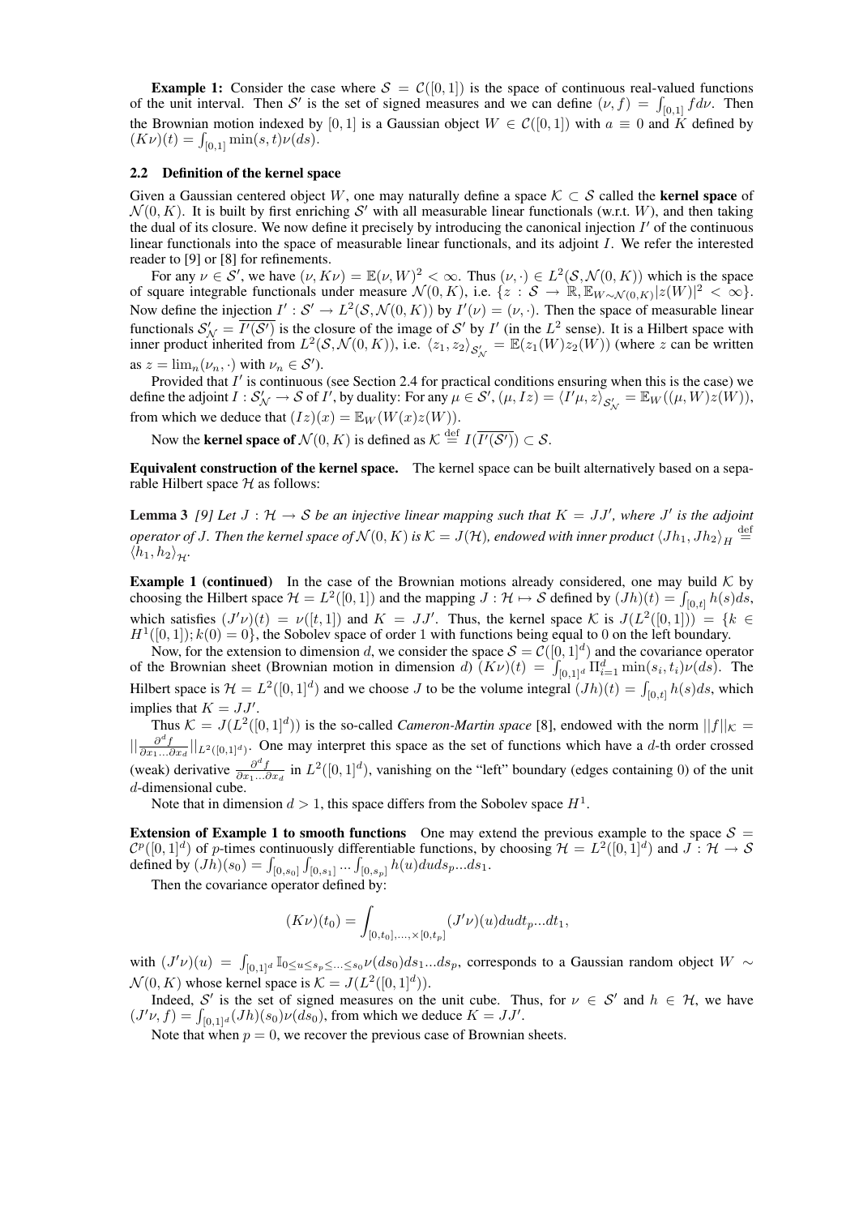**Example 1:** Consider the case where $\mathcal{S} = \mathcal{C}([0,1])$ is the space of continuous real-valued functions of the unit interval. Then $\mathcal{S}'$ is the set of signed measures and we can define $(\nu, f) = \int_{[0,1]} f d\nu$. Then the Brownian motion indexed by $[0,1]$ is a Gaussian object $W \in \mathcal{C}([0,1])$ with $a \equiv 0$ and $K$ defined by $(K\nu)(t) = \int_{[0,1]} \min(s,t)\nu(ds)$.

### 2.2 Definition of the kernel space

Given a Gaussian centered object $W$, one may naturally define a space $\mathcal{K} \subset \mathcal{S}$ called the **kernel space** of $\mathcal{N}(0,K)$. It is built by first enriching $\mathcal{S}'$ with all measurable linear functionals (w.r.t. $W$), and then taking the dual of its closure. We now define it precisely by introducing the canonical injection $I'$ of the continuous linear functionals into the space of measurable linear functionals, and its adjoint $I$. We refer the interested reader to [9] or [8] for refinements.

For any $\nu \in \mathcal{S}'$, we have $(\nu, K\nu) = \mathbb{E}(\nu, W)^2 < \infty$. Thus $(\nu, \cdot) \in L^2(\mathcal{S}, \mathcal{N}(0,K))$ which is the space of square integrable functionals under measure $\mathcal{N}(0,K)$, i.e. $\{z : \mathcal{S} \to \mathbb{R}, \mathbb{E}_{W\sim\mathcal{N}(0,K)}|z(W)|^2 < \infty\}$. Now define the injection $I' : \mathcal{S}' \to L^2(\mathcal{S}, \mathcal{N}(0,K))$ by $I'(\nu) = (\nu, \cdot)$. Then the space of measurable linear functionals $\mathcal{S}'_{\mathcal{N}} = \overline{I'(\mathcal{S}')}$ is the closure of the image of $\mathcal{S}'$ by $I'$ (in the $L^2$ sense). It is a Hilbert space with inner product inherited from $L^2(\mathcal{S}, \mathcal{N}(0,K))$, i.e. $\langle z_1, z_2 \rangle_{\mathcal{S}'_{\mathcal{N}}} = \mathbb{E}(z_1(W)z_2(W))$ (where $z$ can be written as $z = \lim_n (\nu_n, \cdot)$ with $\nu_n \in \mathcal{S}'$).

Provided that $I'$ is continuous (see Section 2.4 for practical conditions ensuring when this is the case) we define the adjoint $I : \mathcal{S}'_{\mathcal{N}} \to \mathcal{S}$ of $I'$, by duality: For any $\mu \in \mathcal{S}'$, $(\mu, Iz) = \langle I'\mu, z \rangle_{\mathcal{S}'_{\mathcal{N}}} = \mathbb{E}_W((\mu, W)z(W))$, from which we deduce that $(Iz)(x) = \mathbb{E}_W(W(x)z(W))$.

Now the **kernel space of** $\mathcal{N}(0,K)$ is defined as $\mathcal{K} \stackrel{\text{def}}{=} I(\overline{I'(\mathcal{S}')}) \subset \mathcal{S}$.

**Equivalent construction of the kernel space.** The kernel space can be built alternatively based on a separable Hilbert space $\mathcal{H}$ as follows:

**Lemma 3** *[9] Let $J : \mathcal{H} \to \mathcal{S}$ be an injective linear mapping such that $K = JJ'$, where $J'$ is the adjoint operator of $J$. Then the kernel space of $\mathcal{N}(0,K)$ is $\mathcal{K} = J(\mathcal{H})$, endowed with inner product $\langle Jh_1, Jh_2 \rangle_H \stackrel{\text{def}}{=} \langle h_1, h_2 \rangle_{\mathcal{H}}$.*

**Example 1 (continued)** In the case of the Brownian motions already considered, one may build $\mathcal{K}$ by choosing the Hilbert space $\mathcal{H} = L^2([0,1])$ and the mapping $J : \mathcal{H} \mapsto \mathcal{S}$ defined by $(Jh)(t) = \int_{[0,t]} h(s)ds$, which satisfies $(J'\nu)(t) = \nu([t,1])$ and $K = JJ'$. Thus, the kernel space $\mathcal{K}$ is $J(L^2([0,1])) = \{k \in H^1([0,1]); k(0) = 0\}$, the Sobolev space of order 1 with functions being equal to 0 on the left boundary.

Now, for the extension to dimension $d$, we consider the space $\mathcal{S} = \mathcal{C}([0,1]^d)$ and the covariance operator of the Brownian sheet (Brownian motion in dimension $d$) $(K\nu)(t) = \int_{[0,1]^d} \Pi_{i=1}^d \min(s_i, t_i)\nu(ds)$. The Hilbert space is $\mathcal{H} = L^2([0,1]^d)$ and we choose $J$ to be the volume integral $(Jh)(t) = \int_{[0,t]} h(s)ds$, which implies that $K = JJ'$.

Thus $\mathcal{K} = J(L^2([0,1]^d))$ is the so-called *Cameron-Martin space* [8], endowed with the norm $||f||_{\mathcal{K}} = ||\frac{\partial^d f}{\partial x_1 \ldots \partial x_d}||_{L^2([0,1]^d)}$. One may interpret this space as the set of functions which have a $d$-th order crossed (weak) derivative $\frac{\partial^d f}{\partial x_1 \ldots \partial x_d}$ in $L^2([0,1]^d)$, vanishing on the "left" boundary (edges containing 0) of the unit $d$-dimensional cube.

Note that in dimension $d > 1$, this space differs from the Sobolev space $H^1$.

**Extension of Example 1 to smooth functions** One may extend the previous example to the space $\mathcal{S} = \mathcal{C}^p([0,1]^d)$ of $p$-times continuously differentiable functions, by choosing $\mathcal{H} = L^2([0,1]^d)$ and $J : \mathcal{H} \to \mathcal{S}$ defined by $(Jh)(s_0) = \int_{[0,s_0]} \int_{[0,s_1]} \ldots \int_{[0,s_p]} h(u)du ds_p \ldots ds_1$.

Then the covariance operator defined by:

$$(K\nu)(t_0) = \int_{[0,t_0],\ldots,\times[0,t_p]} (J'\nu)(u) du dt_p \ldots dt_1,$$

with $(J'\nu)(u) = \int_{[0,1]^d} \mathbb{I}_{0 \le u \le s_p \le \ldots \le s_0} \nu(ds_0) ds_1 \ldots ds_p$, corresponds to a Gaussian random object $W \sim \mathcal{N}(0,K)$ whose kernel space is $\mathcal{K} = J(L^2([0,1]^d))$.

Indeed, $\mathcal{S}'$ is the set of signed measures on the unit cube. Thus, for $\nu \in \mathcal{S}'$ and $h \in \mathcal{H}$, we have $(J'\nu, f) = \int_{[0,1]^d} (Jh)(s_0)\nu(ds_0)$, from which we deduce $K = JJ'$.

Note that when $p = 0$, we recover the previous case of Brownian sheets.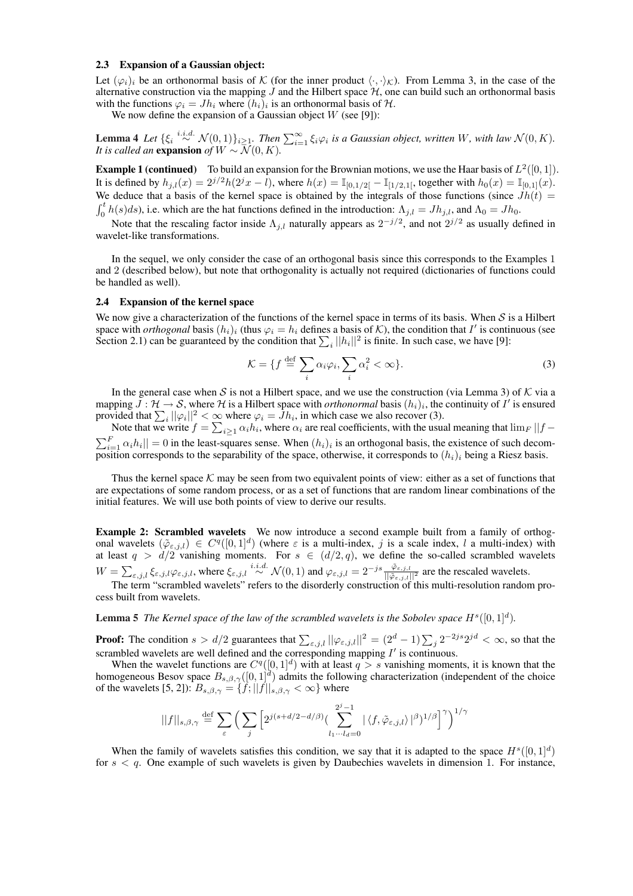### 2.3 Expansion of a Gaussian object:

Let $(\varphi_i)_i$ be an orthonormal basis of $\mathcal{K}$ (for the inner product $\langle\cdot,\cdot\rangle_{\mathcal{K}}$). From Lemma 3, in the case of the alternative construction via the mapping $J$ and the Hilbert space $\mathcal{H}$, one can build such an orthonormal basis with the functions $\varphi_i = Jh_i$ where $(h_i)_i$ is an orthonormal basis of $\mathcal{H}$.

We now define the expansion of a Gaussian object $W$ (see [9]):

**Lemma 4** *Let $\{\xi_i \overset{i.i.d.}{\sim} \mathcal{N}(0,1)\}_{i\geq 1}$. Then $\sum_{i=1}^{\infty} \xi_i \varphi_i$ is a Gaussian object, written $W$, with law $\mathcal{N}(0,K)$. It is called an* **expansion** *of $W \sim \mathcal{N}(0,K)$.*

**Example 1 (continued)** To build an expansion for the Brownian motions, we use the Haar basis of $L^2([0,1])$. It is defined by $h_{j,l}(x) = 2^{j/2}h(2^j x - l)$, where $h(x) = \mathbb{I}_{[0,1/2[} - \mathbb{I}_{[1/2,1[}$, together with $h_0(x) = \mathbb{I}_{[0,1]}(x)$. We deduce that a basis of the kernel space is obtained by the integrals of those functions (since $Jh(t) = \int_0^t h(s)ds$), i.e. which are the hat functions defined in the introduction: $\Lambda_{j,l} = Jh_{j,l}$, and $\Lambda_0 = Jh_0$.

Note that the rescaling factor inside $\Lambda_{j,l}$ naturally appears as $2^{-j/2}$, and not $2^{j/2}$ as usually defined in wavelet-like transformations.

In the sequel, we only consider the case of an orthogonal basis since this corresponds to the Examples 1 and 2 (described below), but note that orthogonality is actually not required (dictionaries of functions could be handled as well).

### 2.4 Expansion of the kernel space

We now give a characterization of the functions of the kernel space in terms of its basis. When $\mathcal{S}$ is a Hilbert space with *orthogonal* basis $(h_i)_i$ (thus $\varphi_i = h_i$ defines a basis of $\mathcal{K}$), the condition that $I'$ is continuous (see Section 2.1) can be guaranteed by the condition that $\sum_i ||h_i||^2$ is finite. In such case, we have [9]:

$$\mathcal{K} = \{f \overset{\text{def}}{=} \sum_i \alpha_i \varphi_i, \sum_i \alpha_i^2 < \infty\}. \tag{3}$$

In the general case when $\mathcal{S}$ is not a Hilbert space, and we use the construction (via Lemma 3) of $\mathcal{K}$ via a mapping $J : \mathcal{H} \to \mathcal{S}$, where $\mathcal{H}$ is a Hilbert space with *orthonormal* basis $(h_i)_i$, the continuity of $I'$ is ensured provided that $\sum_i ||\varphi_i||^2 < \infty$ where $\varphi_i = Jh_i$, in which case we also recover (3).

Note that we write $f = \sum_{i\geq 1} \alpha_i h_i$, where $\alpha_i$ are real coefficients, with the usual meaning that $\lim_F ||f - \sum_{i=1}^F \alpha_i h_i|| = 0$ in the least-squares sense. When $(h_i)_i$ is an orthogonal basis, the existence of such decomposition corresponds to the separability of the space, otherwise, it corresponds to $(h_i)_i$ being a Riesz basis.

Thus the kernel space $\mathcal{K}$ may be seen from two equivalent points of view: either as a set of functions that are expectations of some random process, or as a set of functions that are random linear combinations of the initial features. We will use both points of view to derive our results.

**Example 2: Scrambled wavelets** We now introduce a second example built from a family of orthogonal wavelets $(\tilde{\varphi}_{\varepsilon,j,l}) \in C^q([0,1]^d)$ (where $\varepsilon$ is a multi-index, $j$ is a scale index, $l$ a multi-index) with at least $q > d/2$ vanishing moments. For $s \in (d/2, q)$, we define the so-called scrambled wavelets $W = \sum_{\varepsilon,j,l} \xi_{\varepsilon,j,l}\varphi_{\varepsilon,j,l}$, where $\xi_{\varepsilon,j,l} \overset{i.i.d.}{\sim} \mathcal{N}(0,1)$ and $\varphi_{\varepsilon,j,l} = 2^{-js}\frac{\tilde{\varphi}_{\varepsilon,j,l}}{||\tilde{\varphi}_{\varepsilon,j,l}||^2}$ are the rescaled wavelets.

The term "scrambled wavelets" refers to the disorderly construction of this multi-resolution random process built from wavelets.

**Lemma 5** *The Kernel space of the law of the scrambled wavelets is the Sobolev space $H^s([0,1]^d)$.*

**Proof:** The condition $s > d/2$ guarantees that $\sum_{\varepsilon,j,l} ||\varphi_{\varepsilon,j,l}||^2 = (2^d - 1)\sum_j 2^{-2js}2^{jd} < \infty$, so that the scrambled wavelets are well defined and the corresponding mapping $I'$ is continuous.

When the wavelet functions are $C^q([0,1]^d)$ with at least $q > s$ vanishing moments, it is known that the homogeneous Besov space $B_{s,\beta,\gamma}([0,1]^d)$ admits the following characterization (independent of the choice of the wavelets [5, 2]): $B_{s,\beta,\gamma} = \{f; ||f||_{s,\beta,\gamma} < \infty\}$ where

$$||f||_{s,\beta,\gamma} \overset{\text{def}}{=} \sum_{\varepsilon} \Big( \sum_j \Big[ 2^{j(s+d/2-d/\beta)} \big( \sum_{l_1 \cdots l_d = 0}^{2^j - 1} |\langle f, \tilde{\varphi}_{\varepsilon,j,l}\rangle|^\beta \big)^{1/\beta} \Big]^\gamma \Big)^{1/\gamma}$$

When the family of wavelets satisfies this condition, we say that it is adapted to the space $H^s([0,1]^d)$ for $s < q$. One example of such wavelets is given by Daubechies wavelets in dimension 1. For instance,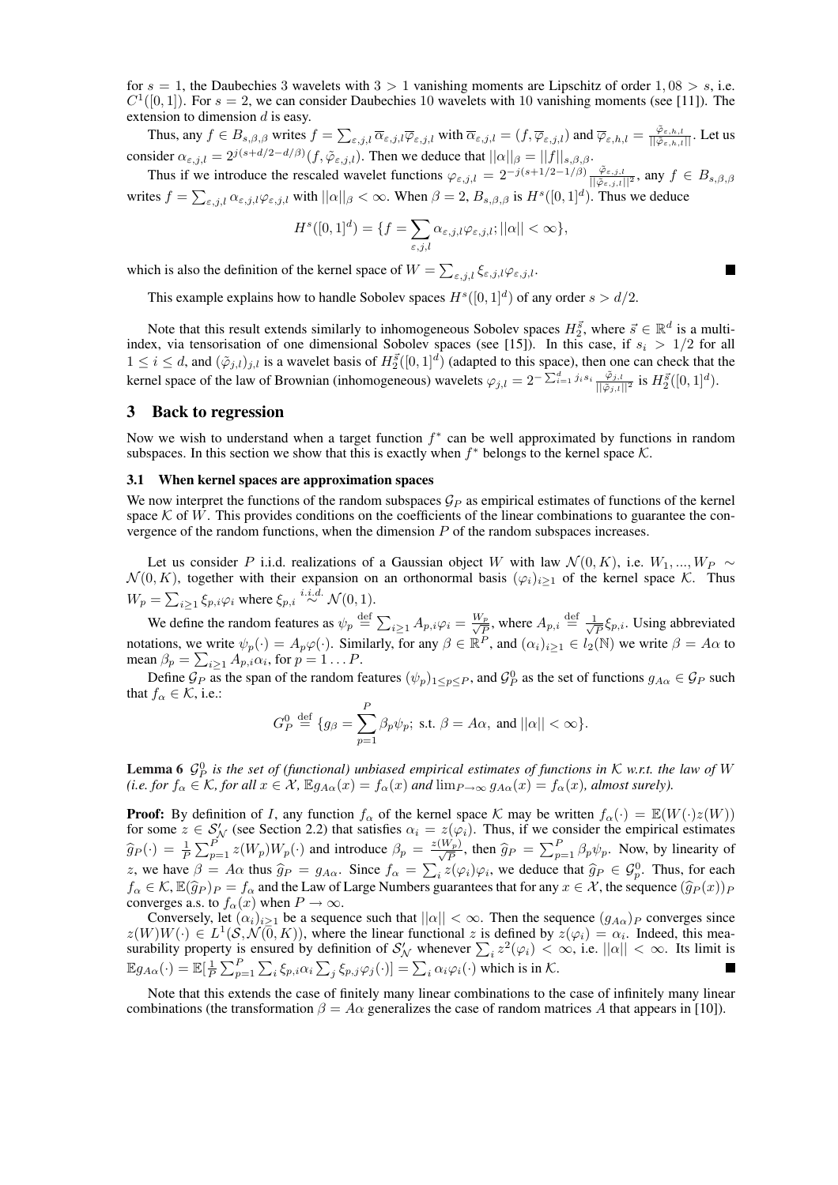for $s = 1$, the Daubechies 3 wavelets with $3 > 1$ vanishing moments are Lipschitz of order $1,08 > s$, i.e. $C^1([0,1])$. For $s = 2$, we can consider Daubechies 10 wavelets with 10 vanishing moments (see [11]). The extension to dimension $d$ is easy.

Thus, any $f \in B_{s,\beta,\beta}$ writes $f = \sum_{\varepsilon,j,l} \overline{\alpha}_{\varepsilon,j,l} \overline{\varphi}_{\varepsilon,j,l}$ with $\overline{\alpha}_{\varepsilon,j,l} = (f, \overline{\varphi}_{\varepsilon,j,l})$ and $\overline{\varphi}_{\varepsilon,h,l} = \frac{\tilde{\varphi}_{\varepsilon,h,l}}{||\tilde{\varphi}_{\varepsilon,h,l}||}$. Let us consider $\alpha_{\varepsilon,j,l} = 2^{j(s+d/2-d/\beta)}(f, \tilde{\varphi}_{\varepsilon,j,l})$. Then we deduce that $||\alpha||_\beta = ||f||_{s,\beta,\beta}$.

Thus if we introduce the rescaled wavelet functions $\varphi_{\varepsilon,j,l} = 2^{-j(s+1/2-1/\beta)} \frac{\tilde{\varphi}_{\varepsilon,j,l}}{||\tilde{\varphi}_{\varepsilon,j,l}||^2}$, any $f \in B_{s,\beta,\beta}$ writes $f = \sum_{\varepsilon,j,l} \alpha_{\varepsilon,j,l} \varphi_{\varepsilon,j,l}$ with $||\alpha||_\beta < \infty$. When $\beta = 2$, $B_{s,\beta,\beta}$ is $H^s([0,1]^d)$. Thus we deduce

$$H^s([0,1]^d) = \{f = \sum_{\varepsilon,j,l} \alpha_{\varepsilon,j,l} \varphi_{\varepsilon,j,l}; ||\alpha|| < \infty\},$$

which is also the definition of the kernel space of $W = \sum_{\varepsilon,j,l} \xi_{\varepsilon,j,l} \varphi_{\varepsilon,j,l}$. ∎

This example explains how to handle Sobolev spaces $H^s([0,1]^d)$ of any order $s > d/2$.

Note that this result extends similarly to inhomogeneous Sobolev spaces $H_2^{\vec{s}}$, where $\vec{s} \in \mathbb{R}^d$ is a multi-index, via tensorisation of one dimensional Sobolev spaces (see [15]). In this case, if $s_i > 1/2$ for all $1 \leq i \leq d$, and $(\tilde{\varphi}_{j,l})_{j,l}$ is a wavelet basis of $H_2^{\vec{s}}([0,1]^d)$ (adapted to this space), then one can check that the kernel space of the law of Brownian (inhomogeneous) wavelets $\varphi_{j,l} = 2^{-\sum_{i=1}^d j_i s_i} \frac{\tilde{\varphi}_{j,l}}{||\tilde{\varphi}_{j,l}||^2}$ is $H_2^{\vec{s}}([0,1]^d)$.

## 3 Back to regression

Now we wish to understand when a target function $f^*$ can be well approximated by functions in random subspaces. In this section we show that this is exactly when $f^*$ belongs to the kernel space $\mathcal{K}$.

### 3.1 When kernel spaces are approximation spaces

We now interpret the functions of the random subspaces $\mathcal{G}_P$ as empirical estimates of functions of the kernel space $\mathcal{K}$ of $W$. This provides conditions on the coefficients of the linear combinations to guarantee the convergence of the random functions, when the dimension $P$ of the random subspaces increases.

Let us consider $P$ i.i.d. realizations of a Gaussian object $W$ with law $\mathcal{N}(0, K)$, i.e. $W_1, ..., W_P \sim \mathcal{N}(0, K)$, together with their expansion on an orthonormal basis $(\varphi_i)_{i \geq 1}$ of the kernel space $\mathcal{K}$. Thus $W_p = \sum_{i \geq 1} \xi_{p,i} \varphi_i$ where $\xi_{p,i} \overset{i.i.d.}{\sim} \mathcal{N}(0,1)$.

We define the random features as $\psi_p \overset{\text{def}}{=} \sum_{i \geq 1} A_{p,i} \varphi_i = \frac{W_p}{\sqrt{P}}$, where $A_{p,i} \overset{\text{def}}{=} \frac{1}{\sqrt{P}} \xi_{p,i}$. Using abbreviated notations, we write $\psi_p(\cdot) = A_p \varphi(\cdot)$. Similarly, for any $\beta \in \mathbb{R}^P$, and $(\alpha_i)_{i \geq 1} \in l_2(\mathbb{N})$ we write $\beta = A\alpha$ to mean $\beta_p = \sum_{i \geq 1} A_{p,i} \alpha_i$, for $p = 1 \ldots P$.

Define $\mathcal{G}_P$ as the span of the random features $(\psi_p)_{1 \leq p \leq P}$, and $\mathcal{G}_P^0$ as the set of functions $g_{A\alpha} \in \mathcal{G}_P$ such that $f_\alpha \in \mathcal{K}$, i.e.:

$$G_P^0 \overset{\text{def}}{=} \{g_\beta = \sum_{p=1}^P \beta_p \psi_p; \text{ s.t. } \beta = A\alpha, \text{ and } ||\alpha|| < \infty\}.$$

**Lemma 6** *$\mathcal{G}_P^0$ is the set of (functional) unbiased empirical estimates of functions in $\mathcal{K}$ w.r.t. the law of $W$ (i.e. for $f_\alpha \in \mathcal{K}$, for all $x \in \mathcal{X}$, $\mathbb{E} g_{A\alpha}(x) = f_\alpha(x)$ and $\lim_{P \to \infty} g_{A\alpha}(x) = f_\alpha(x)$, almost surely).*

**Proof:** By definition of $I$, any function $f_\alpha$ of the kernel space $\mathcal{K}$ may be written $f_\alpha(\cdot) = \mathbb{E}(W(\cdot) z(W))$ for some $z \in \mathcal{S}'_\mathcal{N}$ (see Section 2.2) that satisfies $\alpha_i = z(\varphi_i)$. Thus, if we consider the empirical estimates $\widehat{g}_P(\cdot) = \frac{1}{P} \sum_{p=1}^P z(W_p) W_p(\cdot)$ and introduce $\beta_p = \frac{z(W_p)}{\sqrt{P}}$, then $\widehat{g}_P = \sum_{p=1}^P \beta_p \psi_p$. Now, by linearity of $z$, we have $\beta = A\alpha$ thus $\widehat{g}_P = g_{A\alpha}$. Since $f_\alpha = \sum_i z(\varphi_i) \varphi_i$, we deduce that $\widehat{g}_P \in \mathcal{G}_p^0$. Thus, for each $f_\alpha \in \mathcal{K}$, $\mathbb{E}(\widehat{g}_P) = f_\alpha$ and the Law of Large Numbers guarantees that for any $x \in \mathcal{X}$, the sequence $(\widehat{g}_P(x))_P$ converges a.s. to $f_\alpha(x)$ when $P \to \infty$.

Conversely, let $(\alpha_i)_{i \geq 1}$ be a sequence such that $||\alpha|| < \infty$. Then the sequence $(g_{A\alpha})_P$ converges since $z(W) W(\cdot) \in L^1(\mathcal{S}, \mathcal{N}(0, K))$, where the linear functional $z$ is defined by $z(\varphi_i) = \alpha_i$. Indeed, this measurability property is ensured by definition of $\mathcal{S}'_\mathcal{N}$ whenever $\sum_i z^2(\varphi_i) < \infty$, i.e. $||\alpha|| < \infty$. Its limit is $\mathbb{E} g_{A\alpha}(\cdot) = \mathbb{E}[\frac{1}{P} \sum_{p=1}^P \sum_i \xi_{p,i} \alpha_i \sum_j \xi_{p,j} \varphi_j(\cdot)] = \sum_i \alpha_i \varphi_i(\cdot)$ which is in $\mathcal{K}$. ∎

Note that this extends the case of finitely many linear combinations to the case of infinitely many linear combinations (the transformation $\beta = A\alpha$ generalizes the case of random matrices $A$ that appears in [10]).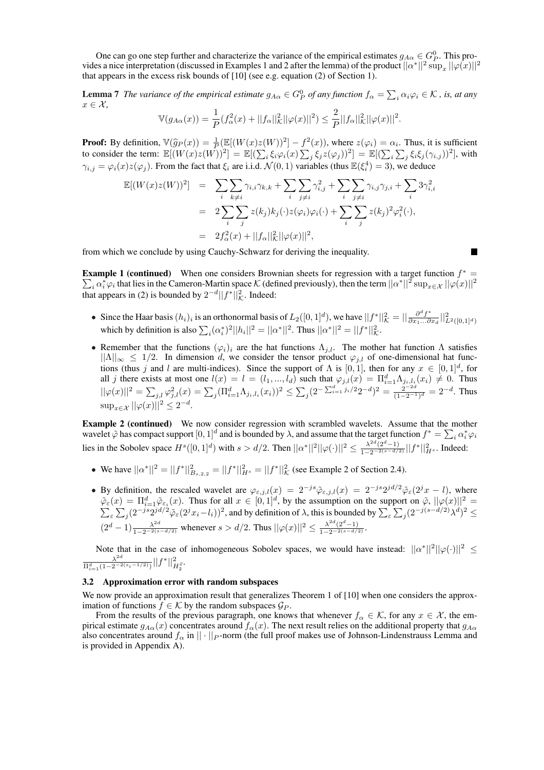One can go one step further and characterize the variance of the empirical estimates $g_{A\alpha} \in G_P^0$. This provides a nice interpretation (discussed in Examples 1 and 2 after the lemma) of the product $||\alpha^*||^2 \sup_x ||\varphi(x)||^2$ that appears in the excess risk bounds of [10] (see e.g. equation (2) of Section 1).

**Lemma 7** *The variance of the empirical estimate $g_{A\alpha} \in G_P^0$ of any function $f_\alpha = \sum_i \alpha_i \varphi_i \in \mathcal{K}$, is, at any $x \in \mathcal{X}$,*

$$\mathbb{V}(g_{A\alpha}(x)) = \frac{1}{P}(f_\alpha^2(x) + ||f_\alpha||_{\mathcal{K}}^2 ||\varphi(x)||^2) \leq \frac{2}{P}||f_\alpha||_{\mathcal{K}}^2 ||\varphi(x)||^2.$$

**Proof:** By definition, $\mathbb{V}(\widehat{g}_P(x)) = \frac{1}{P}(\mathbb{E}[(W(x)z(W))^2] - f^2(x))$, where $z(\varphi_i) = \alpha_i$. Thus, it is sufficient to consider the term: $\mathbb{E}[(W(x)z(W))^2] = \mathbb{E}[(\sum_i \xi_i \varphi_i(x) \sum_j \xi_j z(\varphi_j))^2] = \mathbb{E}[(\sum_i \sum_j \xi_i \xi_j (\gamma_{i,j}))^2]$, with $\gamma_{i,j} = \varphi_i(x) z(\varphi_j)$. From the fact that $\xi_i$ are i.i.d. $\mathcal{N}(0,1)$ variables (thus $\mathbb{E}(\xi_i^4) = 3$), we deduce

$$\begin{aligned}
\mathbb{E}[(W(x)z(W))^2] &= \sum_i \sum_{k \neq i} \gamma_{i,i}\gamma_{k,k} + \sum_i \sum_{j \neq i} \gamma_{i,j}^2 + \sum_i \sum_{j \neq i} \gamma_{i,j}\gamma_{j,i} + \sum_i 3\gamma_{i,i}^2 \\
&= 2 \sum_i \sum_j z(k_j) k_j(\cdot) z(\varphi_i) \varphi_i(\cdot) + \sum_i \sum_j z(k_j)^2 \varphi_i^2(\cdot), \\
&= 2 f_\alpha^2(x) + ||f_\alpha||_{\mathcal{K}}^2 ||\varphi(x)||^2,
\end{aligned}$$

from which we conclude by using Cauchy-Schwarz for deriving the inequality. ∎

**Example 1 (continued)** When one considers Brownian sheets for regression with a target function $f^* = \sum_i \alpha_i^* \varphi_i$ that lies in the Cameron-Martin space $\mathcal{K}$ (defined previously), then the term $||\alpha^*||^2 \sup_{x \in \mathcal{X}} ||\varphi(x)||^2$ that appears in (2) is bounded by $2^{-d}||f^*||_{\mathcal{K}}^2$. Indeed:

- Since the Haar basis $(h_i)_i$ is an orthonormal basis of $L_2([0,1]^d)$, we have $||f^*||_{\mathcal{K}}^2 = ||\frac{\partial^d f^*}{\partial x_1 \ldots \partial x_d}||_{L^2([0,1]^d)}^2$ which by definition is also $\sum_i (\alpha_i^*)^2 ||h_i||^2 = ||\alpha^*||^2$. Thus $||\alpha^*||^2 = ||f^*||_{\mathcal{K}}^2$.
- Remember that the functions $(\varphi_i)_i$ are the hat functions $\Lambda_{j,l}$. The mother hat function $\Lambda$ satisfies $||\Lambda||_\infty \leq 1/2$. In dimension $d$, we consider the tensor product $\varphi_{j,l}$ of one-dimensional hat functions (thus $j$ and $l$ are multi-indices). Since the support of $\Lambda$ is $[0,1]$, then for any $x \in [0,1]^d$, for all $j$ there exists at most one $l(x) = l = (l_1, ..., l_d)$ such that $\varphi_{j,l}(x) = \Pi_{i=1}^d \Lambda_{j_i,l_i}(x_i) \neq 0$. Thus $||\varphi(x)||^2 = \sum_{j,l} \varphi_{j,l}^2(x) = \sum_j (\Pi_{i=1}^d \Lambda_{j_i,l_i}(x_i))^2 \leq \sum_j (2^{-\sum_{i=1}^d j_i/2} 2^{-d})^2 = \frac{2^{-2d}}{(1-2^{-1})^d} = 2^{-d}$. Thus $\sup_{x \in \mathcal{X}} ||\varphi(x)||^2 \leq 2^{-d}$.

**Example 2 (continued)** We now consider regression with scrambled wavelets. Assume that the mother wavelet $\tilde{\varphi}$ has compact support $[0,1]^d$ and is bounded by $\lambda$, and assume that the target function $f^* = \sum_i \alpha_i^* \varphi_i$ lies in the Sobolev space $H^s([0,1]^d)$ with $s > d/2$. Then $||\alpha^*||^2 ||\varphi(\cdot)||^2 \leq \frac{\lambda^{2d}(2^d-1)}{1-2^{-2(s-d/2)}} ||f^*||_{H^s}^2$. Indeed:

- We have $||\alpha^*||^2 = ||f^*||_{B_{s,2,2}}^2 = ||f^*||_{H^s}^2 = ||f^*||_{\mathcal{K}}^2$ (see Example 2 of Section 2.4).
- By definition, the rescaled wavelet are $\varphi_{\varepsilon,j,l}(x) = 2^{-js}\tilde{\varphi}_{\varepsilon,j,l}(x) = 2^{-js}2^{jd/2}\tilde{\varphi}_\varepsilon(2^j x - l)$, where $\tilde{\varphi}_\varepsilon(x) = \Pi_{i=1}^d \tilde{\varphi}_{\varepsilon_i}(x)$. Thus for all $x \in [0,1]^d$, by the assumption on the support on $\tilde{\varphi}$, $||\varphi(x)||^2 = \sum_\varepsilon \sum_j (2^{-js}2^{jd/2}\tilde{\varphi}_\varepsilon(2^j x_i - l_i))^2$, and by definition of $\lambda$, this is bounded by $\sum_\varepsilon \sum_j (2^{-j(s-d/2)}\lambda^d)^2 \leq (2^d-1)\frac{\lambda^{2d}}{1-2^{-2(s-d/2)}}$ whenever $s > d/2$. Thus $||\varphi(x)||^2 \leq \frac{\lambda^{2d}(2^d-1)}{1-2^{-2(s-d/2)}}$.

Note that in the case of inhomogeneous Sobolev spaces, we would have instead: $||\alpha^*||^2 ||\varphi(\cdot)||^2 \leq \frac{\lambda^{2d}}{\Pi_{i=1}^d (1-2^{-2(s_i-1/2)})} ||f^*||_{H_2^{\bar{s}}}^2$.

### 3.2 Approximation error with random subspaces

We now provide an approximation result that generalizes Theorem 1 of [10] when one considers the approximation of functions $f \in \mathcal{K}$ by the random subspaces $\mathcal{G}_P$.

From the results of the previous paragraph, one knows that whenever $f_\alpha \in \mathcal{K}$, for any $x \in \mathcal{X}$, the empirical estimate $g_{A\alpha}(x)$ concentrates around $f_\alpha(x)$. The next result relies on the additional property that $g_{A\alpha}$ also concentrates around $f_\alpha$ in $|| \cdot ||_P$-norm (the full proof makes use of Johnson-Lindenstrauss Lemma and is provided in Appendix A).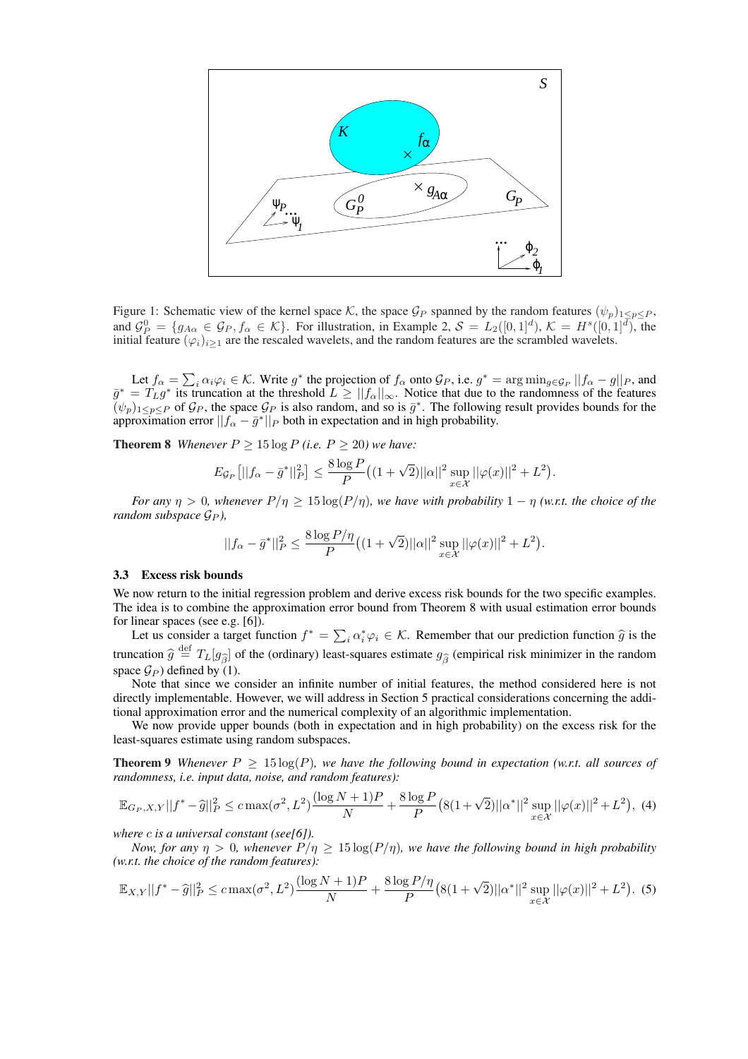Figure 1: Schematic view of the kernel space $\mathcal{K}$, the space $\mathcal{G}_P$ spanned by the random features $(\psi_p)_{1\leq p\leq P}$, and $\mathcal{G}_P^0 = \{g_{A\alpha} \in \mathcal{G}_P, f_\alpha \in \mathcal{K}\}$. For illustration, in Example 2, $\mathcal{S} = L_2([0,1]^d)$, $\mathcal{K} = H^s([0,1]^d)$, the initial feature $(\varphi_i)_{i\geq 1}$ are the rescaled wavelets, and the random features are the scrambled wavelets.

Let $f_\alpha = \sum_i \alpha_i \varphi_i \in \mathcal{K}$. Write $g^*$ the projection of $f_\alpha$ onto $\mathcal{G}_P$, i.e. $g^* = \arg\min_{g\in\mathcal{G}_P} ||f_\alpha - g||_P$, and $\bar{g}^* = T_L g^*$ its truncation at the threshold $L \geq ||f_\alpha||_\infty$. Notice that due to the randomness of the features $(\psi_p)_{1\leq p\leq P}$ of $\mathcal{G}_P$, the space $\mathcal{G}_P$ is also random, and so is $\bar{g}^*$. The following result provides bounds for the approximation error $||f_\alpha - \bar{g}^*||_P$ both in expectation and in high probability.

**Theorem 8** *Whenever $P \geq 15\log P$ (i.e. $P \geq 20$) we have:*

$$E_{\mathcal{G}_P}\big[||f_\alpha - \bar{g}^*||_P^2\big] \leq \frac{8\log P}{P}\big((1+\sqrt{2})||\alpha||^2 \sup_{x\in\mathcal{X}} ||\varphi(x)||^2 + L^2\big).$$

*For any $\eta > 0$, whenever $P/\eta \geq 15\log(P/\eta)$, we have with probability $1-\eta$ (w.r.t. the choice of the random subspace $\mathcal{G}_P$),*

$$||f_\alpha - \bar{g}^*||_P^2 \leq \frac{8\log P/\eta}{P}\big((1+\sqrt{2})||\alpha||^2 \sup_{x\in\mathcal{X}} ||\varphi(x)||^2 + L^2\big).$$

### 3.3 Excess risk bounds

We now return to the initial regression problem and derive excess risk bounds for the two specific examples. The idea is to combine the approximation error bound from Theorem 8 with usual estimation error bounds for linear spaces (see e.g. [6]).

Let us consider a target function $f^* = \sum_i \alpha_i^* \varphi_i \in \mathcal{K}$. Remember that our prediction function $\widehat{g}$ is the truncation $\widehat{g} \stackrel{\text{def}}{=} T_L[g_{\widehat{\beta}}]$ of the (ordinary) least-squares estimate $g_{\widehat{\beta}}$ (empirical risk minimizer in the random space $\mathcal{G}_P$) defined by (1).

Note that since we consider an infinite number of initial features, the method considered here is not directly implementable. However, we will address in Section 5 practical considerations concerning the additional approximation error and the numerical complexity of an algorithmic implementation.

We now provide upper bounds (both in expectation and in high probability) on the excess risk for the least-squares estimate using random subspaces.

**Theorem 9** *Whenever $P \geq 15\log(P)$, we have the following bound in expectation (w.r.t. all sources of randomness, i.e. input data, noise, and random features):*

$$\mathbb{E}_{G_P,X,Y}||f^* - \widehat{g}||_P^2 \leq c\max(\sigma^2, L^2)\frac{(\log N + 1)P}{N} + \frac{8\log P}{P}\big(8(1+\sqrt{2})||\alpha^*||^2 \sup_{x\in\mathcal{X}} ||\varphi(x)||^2 + L^2\big), \quad (4)$$

*where $c$ is a universal constant (see[6]).*

*Now, for any $\eta > 0$, whenever $P/\eta \geq 15\log(P/\eta)$, we have the following bound in high probability (w.r.t. the choice of the random features):*

$$\mathbb{E}_{X,Y}||f^* - \widehat{g}||_P^2 \leq c\max(\sigma^2, L^2)\frac{(\log N + 1)P}{N} + \frac{8\log P/\eta}{P}\big(8(1+\sqrt{2})||\alpha^*||^2 \sup_{x\in\mathcal{X}} ||\varphi(x)||^2 + L^2\big). \quad (5)$$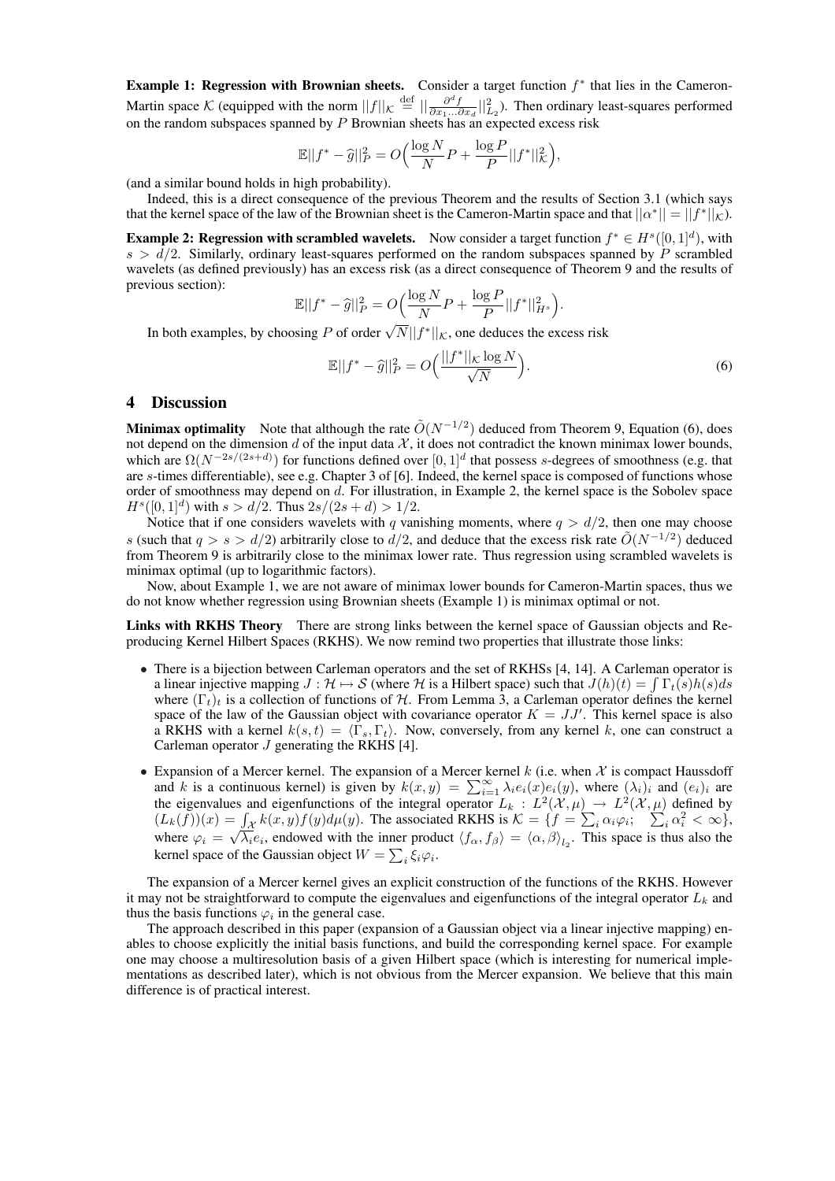**Example 1: Regression with Brownian sheets.** Consider a target function $f^*$ that lies in the Cameron-Martin space $\mathcal{K}$ (equipped with the norm $||f||_{\mathcal{K}} \stackrel{\text{def}}{=} ||\frac{\partial^d f}{\partial x_1 \dots \partial x_d}||^2_{L_2}$). Then ordinary least-squares performed on the random subspaces spanned by $P$ Brownian sheets has an expected excess risk

$$\mathbb{E}||f^* - \widehat{g}||^2_P = O\Big(\frac{\log N}{N} P + \frac{\log P}{P} ||f^*||^2_{\mathcal{K}}\Big),$$

(and a similar bound holds in high probability).

Indeed, this is a direct consequence of the previous Theorem and the results of Section 3.1 (which says that the kernel space of the law of the Brownian sheet is the Cameron-Martin space and that $||\alpha^*|| = ||f^*||_{\mathcal{K}}$).

**Example 2: Regression with scrambled wavelets.** Now consider a target function $f^* \in H^s([0,1]^d)$, with $s > d/2$. Similarly, ordinary least-squares performed on the random subspaces spanned by $P$ scrambled wavelets (as defined previously) has an excess risk (as a direct consequence of Theorem 9 and the results of previous section):

$$\mathbb{E}||f^* - \widehat{g}||^2_P = O\Big(\frac{\log N}{N} P + \frac{\log P}{P} ||f^*||^2_{H^s}\Big).$$

In both examples, by choosing $P$ of order $\sqrt{N}||f^*||_{\mathcal{K}}$, one deduces the excess risk

$$\mathbb{E}||f^* - \widehat{g}||^2_P = O\Big(\frac{||f^*||_{\mathcal{K}} \log N}{\sqrt{N}}\Big). \tag{6}$$

# 4 Discussion

**Minimax optimality** Note that although the rate $\tilde{O}(N^{-1/2})$ deduced from Theorem 9, Equation (6), does not depend on the dimension $d$ of the input data $\mathcal{X}$, it does not contradict the known minimax lower bounds, which are $\Omega(N^{-2s/(2s+d)})$ for functions defined over $[0,1]^d$ that possess $s$-degrees of smoothness (e.g. that are $s$-times differentiable), see e.g. Chapter 3 of [6]. Indeed, the kernel space is composed of functions whose order of smoothness may depend on $d$. For illustration, in Example 2, the kernel space is the Sobolev space $H^s([0,1]^d)$ with $s > d/2$. Thus $2s/(2s+d) > 1/2$.

Notice that if one considers wavelets with $q$ vanishing moments, where $q > d/2$, then one may choose $s$ (such that $q > s > d/2$) arbitrarily close to $d/2$, and deduce that the excess risk rate $\tilde{O}(N^{-1/2})$ deduced from Theorem 9 is arbitrarily close to the minimax lower rate. Thus regression using scrambled wavelets is minimax optimal (up to logarithmic factors).

Now, about Example 1, we are not aware of minimax lower bounds for Cameron-Martin spaces, thus we do not know whether regression using Brownian sheets (Example 1) is minimax optimal or not.

**Links with RKHS Theory** There are strong links between the kernel space of Gaussian objects and Reproducing Kernel Hilbert Spaces (RKHS). We now remind two properties that illustrate those links:

- There is a bijection between Carleman operators and the set of RKHSs [4, 14]. A Carleman operator is a linear injective mapping $J : \mathcal{H} \mapsto \mathcal{S}$ (where $\mathcal{H}$ is a Hilbert space) such that $J(h)(t) = \int \Gamma_t(s) h(s) ds$ where $(\Gamma_t)_t$ is a collection of functions of $\mathcal{H}$. From Lemma 3, a Carleman operator defines the kernel space of the law of the Gaussian object with covariance operator $K = JJ'$. This kernel space is also a RKHS with a kernel $k(s,t) = \langle \Gamma_s, \Gamma_t \rangle$. Now, conversely, from any kernel $k$, one can construct a Carleman operator $J$ generating the RKHS [4].
- Expansion of a Mercer kernel. The expansion of a Mercer kernel $k$ (i.e. when $\mathcal{X}$ is compact Haussdoff and $k$ is a continuous kernel) is given by $k(x,y) = \sum_{i=1}^{\infty} \lambda_i e_i(x) e_i(y)$, where $(\lambda_i)_i$ and $(e_i)_i$ are the eigenvalues and eigenfunctions of the integral operator $L_k : L^2(\mathcal{X}, \mu) \to L^2(\mathcal{X}, \mu)$ defined by $(L_k(f))(x) = \int_{\mathcal{X}} k(x,y) f(y) d\mu(y)$. The associated RKHS is $\mathcal{K} = \{f = \sum_i \alpha_i \varphi_i; \quad \sum_i \alpha_i^2 < \infty\}$, where $\varphi_i = \sqrt{\lambda_i} e_i$, endowed with the inner product $\langle f_\alpha, f_\beta \rangle = \langle \alpha, \beta \rangle_{l_2}$. This space is thus also the kernel space of the Gaussian object $W = \sum_i \xi_i \varphi_i$.

The expansion of a Mercer kernel gives an explicit construction of the functions of the RKHS. However it may not be straightforward to compute the eigenvalues and eigenfunctions of the integral operator $L_k$ and thus the basis functions $\varphi_i$ in the general case.

The approach described in this paper (expansion of a Gaussian object via a linear injective mapping) enables to choose explicitly the initial basis functions, and build the corresponding kernel space. For example one may choose a multiresolution basis of a given Hilbert space (which is interesting for numerical implementations as described later), which is not obvious from the Mercer expansion. We believe that this main difference is of practical interest.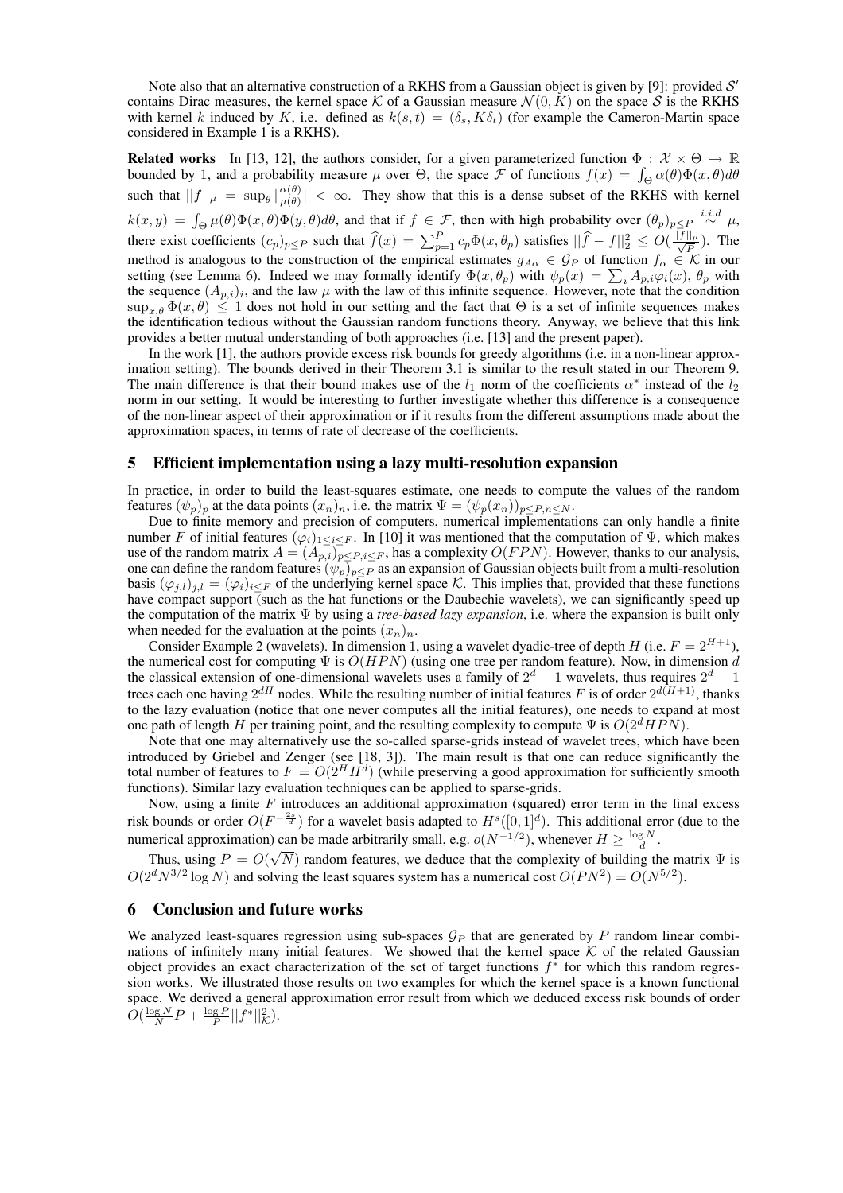Note also that an alternative construction of a RKHS from a Gaussian object is given by [9]: provided $\mathcal{S}'$ contains Dirac measures, the kernel space $\mathcal{K}$ of a Gaussian measure $\mathcal{N}(0, K)$ on the space $\mathcal{S}$ is the RKHS with kernel $k$ induced by $K$, i.e. defined as $k(s,t) = (\delta_s, K\delta_t)$ (for example the Cameron-Martin space considered in Example 1 is a RKHS).

**Related works** In [13, 12], the authors consider, for a given parameterized function $\Phi : \mathcal{X} \times \Theta \to \mathbb{R}$ bounded by 1, and a probability measure $\mu$ over $\Theta$, the space $\mathcal{F}$ of functions $f(x) = \int_\Theta \alpha(\theta)\Phi(x,\theta)d\theta$ such that $||f||_\mu = \sup_\theta |\frac{\alpha(\theta)}{\mu(\theta)}| < \infty$. They show that this is a dense subset of the RKHS with kernel $k(x,y) = \int_\Theta \mu(\theta)\Phi(x,\theta)\Phi(y,\theta)d\theta$, and that if $f \in \mathcal{F}$, then with high probability over $(\theta_p)_{p\leq P} \overset{i.i.d}{\sim} \mu$, there exist coefficients $(c_p)_{p\leq P}$ such that $\widehat{f}(x) = \sum_{p=1}^P c_p \Phi(x, \theta_p)$ satisfies $||\widehat{f} - f||_2^2 \leq O(\frac{||f||_\mu}{\sqrt{P}})$. The method is analogous to the construction of the empirical estimates $g_{A\alpha} \in \mathcal{G}_P$ of function $f_\alpha \in \mathcal{K}$ in our setting (see Lemma 6). Indeed we may formally identify $\Phi(x,\theta_p)$ with $\psi_p(x) = \sum_i A_{p,i}\varphi_i(x)$, $\theta_p$ with the sequence $(A_{p,i})_i$, and the law $\mu$ with the law of this infinite sequence. However, note that the condition $\sup_{x,\theta}\Phi(x,\theta) \leq 1$ does not hold in our setting and the fact that $\Theta$ is a set of infinite sequences makes the identification tedious without the Gaussian random functions theory. Anyway, we believe that this link provides a better mutual understanding of both approaches (i.e. [13] and the present paper).

In the work [1], the authors provide excess risk bounds for greedy algorithms (i.e. in a non-linear approximation setting). The bounds derived in their Theorem 3.1 is similar to the result stated in our Theorem 9. The main difference is that their bound makes use of the $l_1$ norm of the coefficients $\alpha^*$ instead of the $l_2$ norm in our setting. It would be interesting to further investigate whether this difference is a consequence of the non-linear aspect of their approximation or if it results from the different assumptions made about the approximation spaces, in terms of rate of decrease of the coefficients.

## 5 Efficient implementation using a lazy multi-resolution expansion

In practice, in order to build the least-squares estimate, one needs to compute the values of the random features $(\psi_p)_p$ at the data points $(x_n)_n$, i.e. the matrix $\Psi = (\psi_p(x_n))_{p\leq P, n\leq N}$.

Due to finite memory and precision of computers, numerical implementations can only handle a finite number $F$ of initial features $(\varphi_i)_{1\leq i\leq F}$. In [10] it was mentioned that the computation of $\Psi$, which makes use of the random matrix $A = (A_{p,i})_{p\leq P, i\leq F}$, has a complexity $O(FPN)$. However, thanks to our analysis, one can define the random features $(\psi_p)_{p\leq P}$ as an expansion of Gaussian objects built from a multi-resolution basis $(\varphi_{j,l})_{j,l} = (\varphi_i)_{i\leq F}$ of the underlying kernel space $\mathcal{K}$. This implies that, provided that these functions have compact support (such as the hat functions or the Daubechie wavelets), we can significantly speed up the computation of the matrix $\Psi$ by using a *tree-based lazy expansion*, i.e. where the expansion is built only when needed for the evaluation at the points $(x_n)_n$.

Consider Example 2 (wavelets). In dimension 1, using a wavelet dyadic-tree of depth $H$ (i.e. $F = 2^{H+1}$), the numerical cost for computing $\Psi$ is $O(HPN)$ (using one tree per random feature). Now, in dimension $d$ the classical extension of one-dimensional wavelets uses a family of $2^d - 1$ wavelets, thus requires $2^d - 1$ trees each one having $2^{dH}$ nodes. While the resulting number of initial features $F$ is of order $2^{d(H+1)}$, thanks to the lazy evaluation (notice that one never computes all the initial features), one needs to expand at most one path of length $H$ per training point, and the resulting complexity to compute $\Psi$ is $O(2^d HPN)$.

Note that one may alternatively use the so-called sparse-grids instead of wavelet trees, which have been introduced by Griebel and Zenger (see [18, 3]). The main result is that one can reduce significantly the total number of features to $F = O(2^H H^d)$ (while preserving a good approximation for sufficiently smooth functions). Similar lazy evaluation techniques can be applied to sparse-grids.

Now, using a finite $F$ introduces an additional approximation (squared) error term in the final excess risk bounds or order $O(F^{-\frac{2s}{d}})$ for a wavelet basis adapted to $H^s([0,1]^d)$. This additional error (due to the numerical approximation) can be made arbitrarily small, e.g. $o(N^{-1/2})$, whenever $H \geq \frac{\log N}{d}$.

Thus, using $P = O(\sqrt{N})$ random features, we deduce that the complexity of building the matrix $\Psi$ is $O(2^d N^{3/2} \log N)$ and solving the least squares system has a numerical cost $O(PN^2) = O(N^{5/2})$.

## 6 Conclusion and future works

We analyzed least-squares regression using sub-spaces $\mathcal{G}_P$ that are generated by $P$ random linear combinations of infinitely many initial features. We showed that the kernel space $\mathcal{K}$ of the related Gaussian object provides an exact characterization of the set of target functions $f^*$ for which this random regression works. We illustrated those results on two examples for which the kernel space is a known functional space. We derived a general approximation error result from which we deduced excess risk bounds of order $O(\frac{\log N}{N}P + \frac{\log P}{P}||f^*||^2_{\mathcal{K}})$.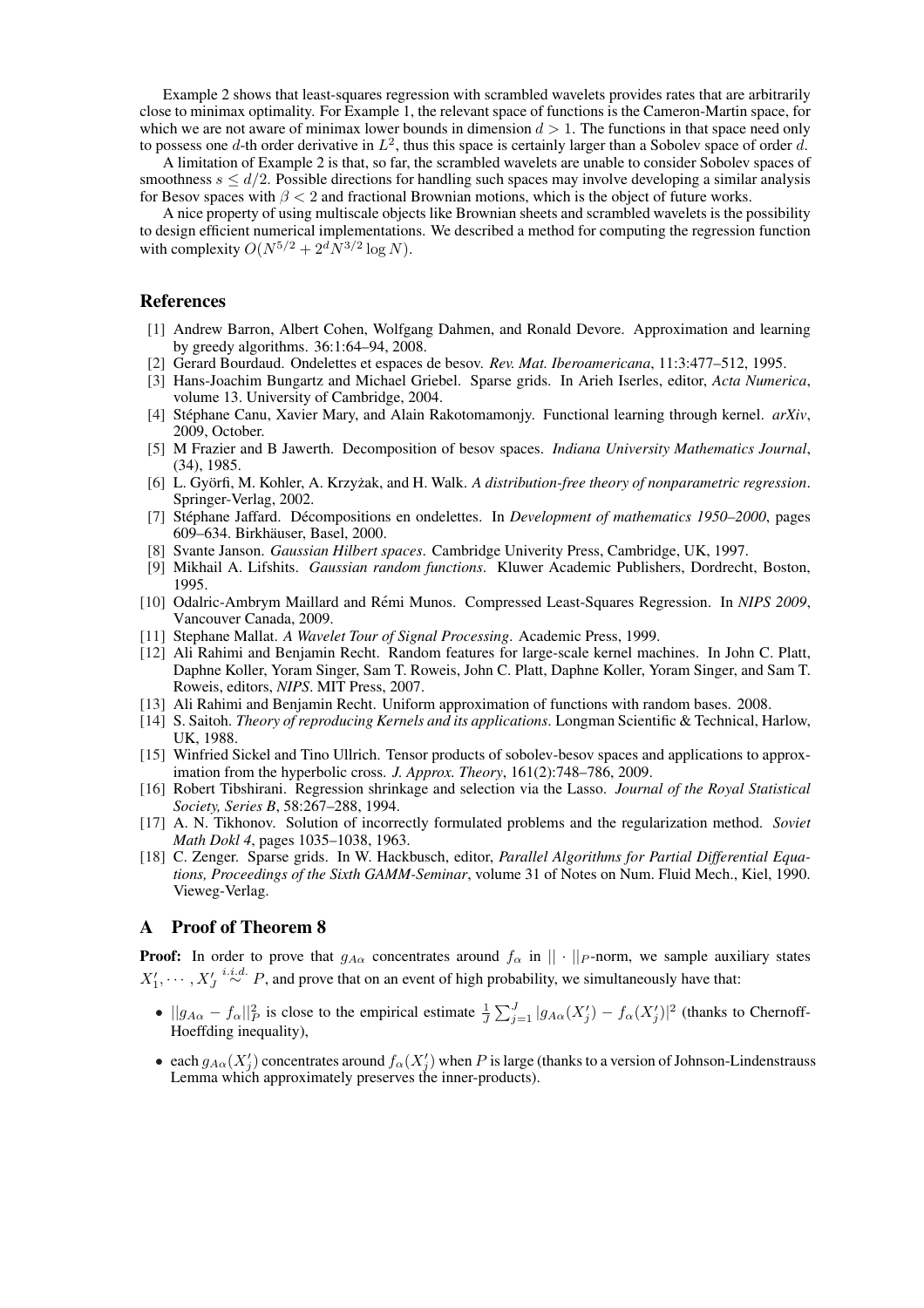Example 2 shows that least-squares regression with scrambled wavelets provides rates that are arbitrarily close to minimax optimality. For Example 1, the relevant space of functions is the Cameron-Martin space, for which we are not aware of minimax lower bounds in dimension $d > 1$. The functions in that space need only to possess one $d$-th order derivative in $L^2$, thus this space is certainly larger than a Sobolev space of order $d$.

A limitation of Example 2 is that, so far, the scrambled wavelets are unable to consider Sobolev spaces of smoothness $s \leq d/2$. Possible directions for handling such spaces may involve developing a similar analysis for Besov spaces with $\beta < 2$ and fractional Brownian motions, which is the object of future works.

A nice property of using multiscale objects like Brownian sheets and scrambled wavelets is the possibility to design efficient numerical implementations. We described a method for computing the regression function with complexity $O(N^{5/2} + 2^d N^{3/2} \log N)$.

## References

[1] Andrew Barron, Albert Cohen, Wolfgang Dahmen, and Ronald Devore. Approximation and learning by greedy algorithms. 36:1:64–94, 2008.

[2] Gerard Bourdaud. Ondelettes et espaces de besov. *Rev. Mat. Iberoamericana*, 11:3:477–512, 1995.

[3] Hans-Joachim Bungartz and Michael Griebel. Sparse grids. In Arieh Iserles, editor, *Acta Numerica*, volume 13. University of Cambridge, 2004.

[4] Stéphane Canu, Xavier Mary, and Alain Rakotomamonjy. Functional learning through kernel. *arXiv*, 2009, October.

[5] M Frazier and B Jawerth. Decomposition of besov spaces. *Indiana University Mathematics Journal*, (34), 1985.

[6] L. Györfi, M. Kohler, A. Krzyżak, and H. Walk. *A distribution-free theory of nonparametric regression*. Springer-Verlag, 2002.

[7] Stéphane Jaffard. Décompositions en ondelettes. In *Development of mathematics 1950–2000*, pages 609–634. Birkhäuser, Basel, 2000.

[8] Svante Janson. *Gaussian Hilbert spaces*. Cambridge Univerity Press, Cambridge, UK, 1997.

[9] Mikhail A. Lifshits. *Gaussian random functions*. Kluwer Academic Publishers, Dordrecht, Boston, 1995.

[10] Odalric-Ambrym Maillard and Rémi Munos. Compressed Least-Squares Regression. In *NIPS 2009*, Vancouver Canada, 2009.

[11] Stephane Mallat. *A Wavelet Tour of Signal Processing*. Academic Press, 1999.

[12] Ali Rahimi and Benjamin Recht. Random features for large-scale kernel machines. In John C. Platt, Daphne Koller, Yoram Singer, Sam T. Roweis, John C. Platt, Daphne Koller, Yoram Singer, and Sam T. Roweis, editors, *NIPS*. MIT Press, 2007.

[13] Ali Rahimi and Benjamin Recht. Uniform approximation of functions with random bases. 2008.

[14] S. Saitoh. *Theory of reproducing Kernels and its applications*. Longman Scientific & Technical, Harlow, UK, 1988.

[15] Winfried Sickel and Tino Ullrich. Tensor products of sobolev-besov spaces and applications to approximation from the hyperbolic cross. *J. Approx. Theory*, 161(2):748–786, 2009.

[16] Robert Tibshirani. Regression shrinkage and selection via the Lasso. *Journal of the Royal Statistical Society, Series B*, 58:267–288, 1994.

[17] A. N. Tikhonov. Solution of incorrectly formulated problems and the regularization method. *Soviet Math Dokl 4*, pages 1035–1038, 1963.

[18] C. Zenger. Sparse grids. In W. Hackbusch, editor, *Parallel Algorithms for Partial Differential Equations, Proceedings of the Sixth GAMM-Seminar*, volume 31 of Notes on Num. Fluid Mech., Kiel, 1990. Vieweg-Verlag.

## A Proof of Theorem 8

**Proof:** In order to prove that $g_{A\alpha}$ concentrates around $f_\alpha$ in $|| \cdot ||_P$-norm, we sample auxiliary states $X'_1, \cdots, X'_J \overset{i.i.d.}{\sim} P$, and prove that on an event of high probability, we simultaneously have that:

- $||g_{A\alpha} - f_\alpha||_P^2$ is close to the empirical estimate $\frac{1}{J}\sum_{j=1}^J |g_{A\alpha}(X'_j) - f_\alpha(X'_j)|^2$ (thanks to Chernoff-Hoeffding inequality),
- each $g_{A\alpha}(X'_j)$ concentrates around $f_\alpha(X'_j)$ when $P$ is large (thanks to a version of Johnson-Lindenstrauss Lemma which approximately preserves the inner-products).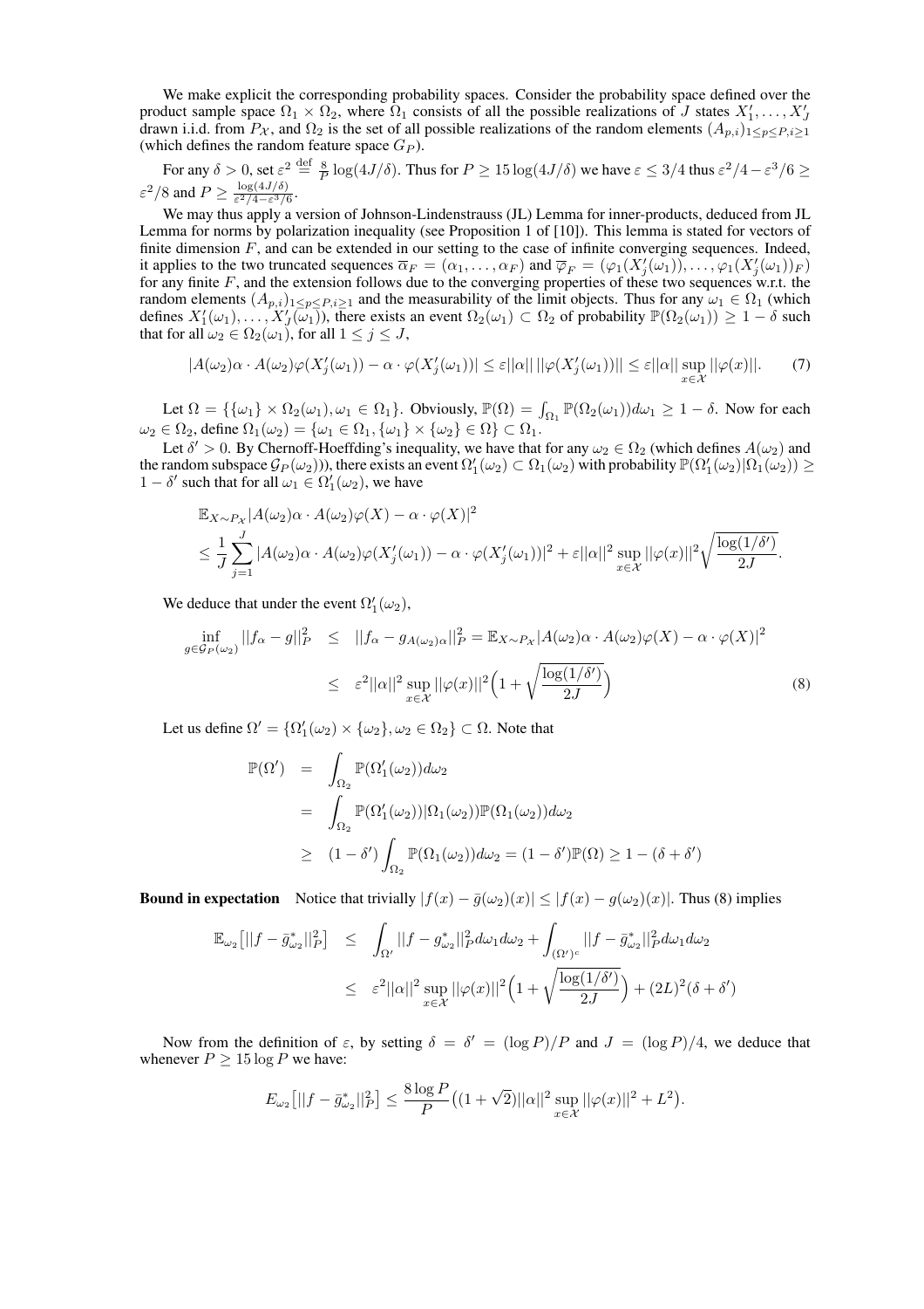We make explicit the corresponding probability spaces. Consider the probability space defined over the product sample space $\Omega_1 \times \Omega_2$, where $\Omega_1$ consists of all the possible realizations of $J$ states $X'_1, \ldots, X'_J$ drawn i.i.d. from $P_{\mathcal{X}}$, and $\Omega_2$ is the set of all possible realizations of the random elements $(A_{p,i})_{1 \le p \le P, i \ge 1}$ (which defines the random feature space $G_P$).

For any $\delta > 0$, set $\varepsilon^2 \stackrel{\text{def}}{=} \frac{8}{P} \log(4J/\delta)$. Thus for $P \ge 15 \log(4J/\delta)$ we have $\varepsilon \le 3/4$ thus $\varepsilon^2/4 - \varepsilon^3/6 \ge \varepsilon^2/8$ and $P \ge \frac{\log(4J/\delta)}{\varepsilon^2/4 - \varepsilon^3/6}$.

We may thus apply a version of Johnson-Lindenstrauss (JL) Lemma for inner-products, deduced from JL Lemma for norms by polarization inequality (see Proposition 1 of [10]). This lemma is stated for vectors of finite dimension $F$, and can be extended in our setting to the case of infinite converging sequences. Indeed, it applies to the two truncated sequences $\overline{\alpha}_F = (\alpha_1, \ldots, \alpha_F)$ and $\overline{\varphi}_F = (\varphi_1(X'_j(\omega_1)), \ldots, \varphi_1(X'_j(\omega_1))_F)$ for any finite $F$, and the extension follows due to the converging properties of these two sequences w.r.t. the random elements $(A_{p,i})_{1 \le p \le P, i \ge 1}$ and the measurability of the limit objects. Thus for any $\omega_1 \in \Omega_1$ (which defines $X'_1(\omega_1), \ldots, X'_J(\omega_1)$), there exists an event $\Omega_2(\omega_1) \subset \Omega_2$ of probability $\mathbb{P}(\Omega_2(\omega_1)) \ge 1 - \delta$ such that for all $\omega_2 \in \Omega_2(\omega_1)$, for all $1 \le j \le J$,

$$|A(\omega_2)\alpha \cdot A(\omega_2)\varphi(X'_j(\omega_1)) - \alpha \cdot \varphi(X'_j(\omega_1))| \le \varepsilon ||\alpha|| \, ||\varphi(X'_j(\omega_1))|| \le \varepsilon ||\alpha|| \sup_{x \in \mathcal{X}} ||\varphi(x)||. \tag{7}$$

Let $\Omega = \{\{\omega_1\} \times \Omega_2(\omega_1), \omega_1 \in \Omega_1\}$. Obviously, $\mathbb{P}(\Omega) = \int_{\Omega_1} \mathbb{P}(\Omega_2(\omega_1)) d\omega_1 \ge 1 - \delta$. Now for each $\omega_2 \in \Omega_2$, define $\Omega_1(\omega_2) = \{\omega_1 \in \Omega_1, \{\omega_1\} \times \{\omega_2\} \in \Omega\} \subset \Omega_1$.

Let $\delta' > 0$. By Chernoff-Hoeffding's inequality, we have that for any $\omega_2 \in \Omega_2$ (which defines $A(\omega_2)$ and the random subspace $\mathcal{G}_P(\omega_2)$)), there exists an event $\Omega'_1(\omega_2) \subset \Omega_1(\omega_2)$ with probability $\mathbb{P}(\Omega'_1(\omega_2)|\Omega_1(\omega_2)) \ge 1 - \delta'$ such that for all $\omega_1 \in \Omega'_1(\omega_2)$, we have

$$\begin{aligned}
&\mathbb{E}_{X \sim P_{\mathcal{X}}} |A(\omega_2)\alpha \cdot A(\omega_2)\varphi(X) - \alpha \cdot \varphi(X)|^2 \\
&\le \frac{1}{J} \sum_{j=1}^{J} |A(\omega_2)\alpha \cdot A(\omega_2)\varphi(X'_j(\omega_1)) - \alpha \cdot \varphi(X'_j(\omega_1))|^2 + \varepsilon ||\alpha||^2 \sup_{x \in \mathcal{X}} ||\varphi(x)||^2 \sqrt{\frac{\log(1/\delta')}{2J}}.
\end{aligned}$$

We deduce that under the event $\Omega'_1(\omega_2)$,

$$\begin{aligned}
\inf_{g \in \mathcal{G}_P(\omega_2)} ||f_\alpha - g||_P^2 \quad &\le \quad ||f_\alpha - g_{A(\omega_2)\alpha}||_P^2 = \mathbb{E}_{X \sim P_{\mathcal{X}}} |A(\omega_2)\alpha \cdot A(\omega_2)\varphi(X) - \alpha \cdot \varphi(X)|^2 \\
&\le \quad \varepsilon^2 ||\alpha||^2 \sup_{x \in \mathcal{X}} ||\varphi(x)||^2 \Big(1 + \sqrt{\frac{\log(1/\delta')}{2J}}\Big)
\end{aligned} \tag{8}$$

Let us define $\Omega' = \{\Omega'_1(\omega_2) \times \{\omega_2\}, \omega_2 \in \Omega_2\} \subset \Omega$. Note that

$$\begin{aligned}
\mathbb{P}(\Omega') \quad &= \quad \int_{\Omega_2} \mathbb{P}(\Omega'_1(\omega_2)) d\omega_2 \\
&= \quad \int_{\Omega_2} \mathbb{P}(\Omega'_1(\omega_2)) | \Omega_1(\omega_2)) \mathbb{P}(\Omega_1(\omega_2)) d\omega_2 \\
&\ge \quad (1 - \delta') \int_{\Omega_2} \mathbb{P}(\Omega_1(\omega_2)) d\omega_2 = (1 - \delta') \mathbb{P}(\Omega) \ge 1 - (\delta + \delta')
\end{aligned}$$

**Bound in expectation** Notice that trivially $|f(x) - \bar{g}(\omega_2)(x)| \le |f(x) - g(\omega_2)(x)|$. Thus (8) implies

$$\begin{aligned}
\mathbb{E}_{\omega_2}\big[||f - \bar{g}^*_{\omega_2}||_P^2\big] \quad &\le \quad \int_{\Omega'} ||f - g^*_{\omega_2}||_P^2 d\omega_1 d\omega_2 + \int_{(\Omega')^c} ||f - \bar{g}^*_{\omega_2}||_P^2 d\omega_1 d\omega_2 \\
&\le \quad \varepsilon^2 ||\alpha||^2 \sup_{x \in \mathcal{X}} ||\varphi(x)||^2 \Big(1 + \sqrt{\frac{\log(1/\delta')}{2J}}\Big) + (2L)^2(\delta + \delta')
\end{aligned}$$

Now from the definition of $\varepsilon$, by setting $\delta = \delta' = (\log P)/P$ and $J = (\log P)/4$, we deduce that whenever $P \ge 15 \log P$ we have:

$$E_{\omega_2}\big[||f - \bar{g}^*_{\omega_2}||_P^2\big] \le \frac{8 \log P}{P} \big((1 + \sqrt{2})||\alpha||^2 \sup_{x \in \mathcal{X}} ||\varphi(x)||^2 + L^2\big).$$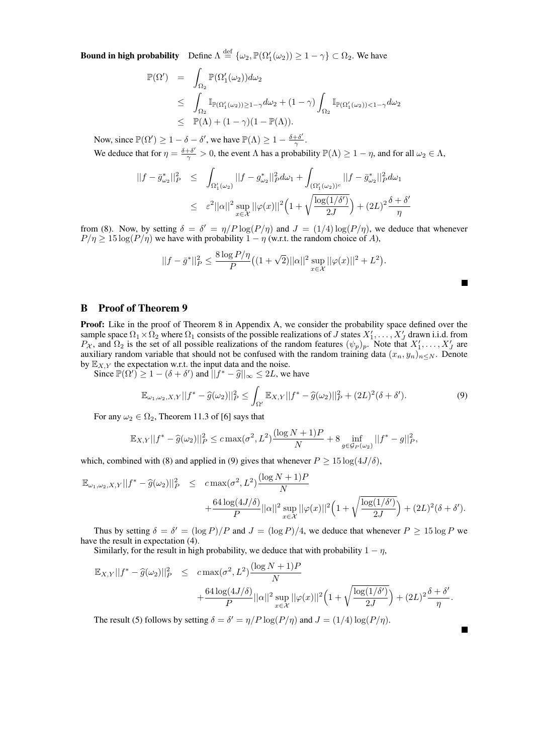**Bound in high probability** Define $\Lambda \stackrel{\text{def}}{=} \{\omega_2, \mathbb{P}(\Omega'_1(\omega_2)) \geq 1-\gamma\} \subset \Omega_2$. We have

$$
\begin{aligned}
\mathbb{P}(\Omega') &= \int_{\Omega_2} \mathbb{P}(\Omega'_1(\omega_2)) d\omega_2 \\
&\leq \int_{\Omega_2} \mathbb{I}_{\mathbb{P}(\Omega'_1(\omega_2))\geq 1-\gamma} d\omega_2 + (1-\gamma)\int_{\Omega_2} \mathbb{I}_{\mathbb{P}(\Omega'_1(\omega_2))<1-\gamma} d\omega_2 \\
&\leq \mathbb{P}(\Lambda) + (1-\gamma)(1-\mathbb{P}(\Lambda)).
\end{aligned}
$$

Now, since $\mathbb{P}(\Omega') \geq 1-\delta-\delta'$, we have $\mathbb{P}(\Lambda) \geq 1 - \frac{\delta+\delta'}{\gamma}$.

We deduce that for $\eta = \frac{\delta+\delta'}{\gamma} > 0$, the event $\Lambda$ has a probability $\mathbb{P}(\Lambda) \geq 1-\eta$, and for all $\omega_2 \in \Lambda$,

$$
\begin{aligned}
||f - \bar{g}^*_{\omega_2}||^2_P &\leq \int_{\Omega'_1(\omega_2)} ||f - g^*_{\omega_2}||^2_P d\omega_1 + \int_{(\Omega'_1(\omega_2))^c} ||f - \bar{g}^*_{\omega_2}||^2_P d\omega_1 \\
&\leq \varepsilon^2 ||\alpha||^2 \sup_{x\in\mathcal{X}} ||\varphi(x)||^2 \Big(1 + \sqrt{\frac{\log(1/\delta')}{2J}}\Big) + (2L)^2 \frac{\delta+\delta'}{\eta}
\end{aligned}
$$

from (8). Now, by setting $\delta = \delta' = \eta/P\log(P/\eta)$ and $J = (1/4)\log(P/\eta)$, we deduce that whenever $P/\eta \geq 15\log(P/\eta)$ we have with probability $1-\eta$ (w.r.t. the random choice of $A$),

$$
||f - \bar{g}^*||^2_P \leq \frac{8\log P/\eta}{P}\big((1+\sqrt{2})||\alpha||^2 \sup_{x\in\mathcal{X}} ||\varphi(x)||^2 + L^2\big).
$$

■

## B Proof of Theorem 9

**Proof:** Like in the proof of Theorem 8 in Appendix A, we consider the probability space defined over the sample space $\Omega_1 \times \Omega_2$ where $\Omega_1$ consists of the possible realizations of $J$ states $X'_1, \dots, X'_J$ drawn i.i.d. from $P_{\mathcal{X}}$, and $\Omega_2$ is the set of all possible realizations of the random features $(\psi_p)_p$. Note that $X'_1, \dots, X'_J$ are auxiliary random variable that should not be confused with the random training data $(x_n, y_n)_{n\leq N}$. Denote by $\mathbb{E}_{X,Y}$ the expectation w.r.t. the input data and the noise.

Since $\mathbb{P}(\Omega') \geq 1-(\delta+\delta')$ and $||f^* - \widehat{g}||_\infty \leq 2L$, we have

$$
\mathbb{E}_{\omega_1,\omega_2,X,Y} ||f^* - \widehat{g}(\omega_2)||^2_P \leq \int_{\Omega'} \mathbb{E}_{X,Y} ||f^* - \widehat{g}(\omega_2)||^2_P + (2L)^2(\delta+\delta'). \tag{9}
$$

For any $\omega_2 \in \Omega_2$, Theorem 11.3 of [6] says that

$$
\mathbb{E}_{X,Y} ||f^* - \widehat{g}(\omega_2)||^2_P \leq c\max(\sigma^2, L^2)\frac{(\log N + 1)P}{N} + 8 \inf_{g\in\mathcal{G}_P(\omega_2)} ||f^* - g||^2_P,
$$

which, combined with (8) and applied in (9) gives that whenever $P \geq 15\log(4J/\delta)$,

$$
\begin{aligned}
\mathbb{E}_{\omega_1,\omega_2,X,Y} ||f^* - \widehat{g}(\omega_2)||^2_P &\leq c\max(\sigma^2, L^2)\frac{(\log N + 1)P}{N} \\
&\quad + \frac{64\log(4J/\delta)}{P} ||\alpha||^2 \sup_{x\in\mathcal{X}} ||\varphi(x)||^2 \Big(1 + \sqrt{\frac{\log(1/\delta')}{2J}}\Big) + (2L)^2(\delta+\delta').
\end{aligned}
$$

Thus by setting $\delta = \delta' = (\log P)/P$ and $J = (\log P)/4$, we deduce that whenever $P \geq 15\log P$ we have the result in expectation (4).

Similarly, for the result in high probability, we deduce that with probability $1-\eta$,

$$
\begin{aligned}
\mathbb{E}_{X,Y} ||f^* - \widehat{g}(\omega_2)||^2_P &\leq c\max(\sigma^2, L^2)\frac{(\log N + 1)P}{N} \\
&\quad + \frac{64\log(4J/\delta)}{P} ||\alpha||^2 \sup_{x\in\mathcal{X}} ||\varphi(x)||^2 \Big(1 + \sqrt{\frac{\log(1/\delta')}{2J}}\Big) + (2L)^2 \frac{\delta+\delta'}{\eta}.
\end{aligned}
$$

The result (5) follows by setting $\delta = \delta' = \eta/P\log(P/\eta)$ and $J = (1/4)\log(P/\eta)$.

■